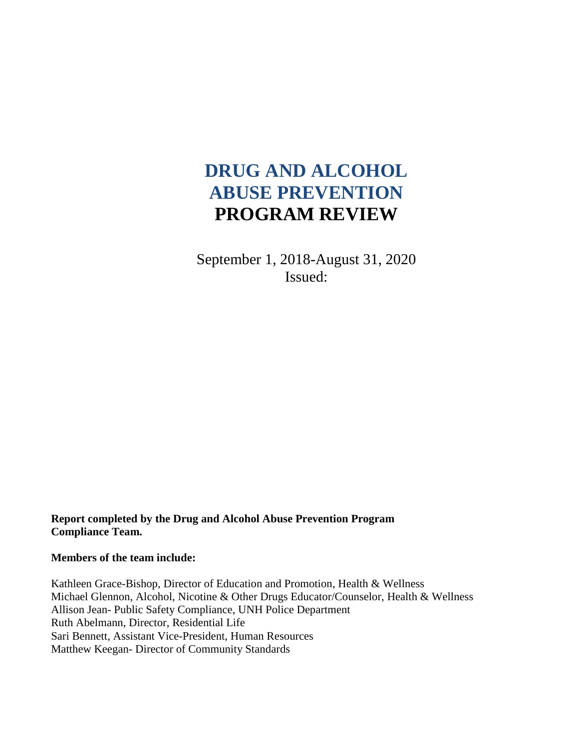# DRUG AND ALCOHOL ABUSE PREVENTION PROGRAM REVIEW

September 1, 2018-August 31, 2020

Issued:

**Report completed by the Drug and Alcohol Abuse Prevention Program Compliance Team.**

**Members of the team include:**

Kathleen Grace-Bishop, Director of Education and Promotion, Health & Wellness
Michael Glennon, Alcohol, Nicotine & Other Drugs Educator/Counselor, Health & Wellness
Allison Jean- Public Safety Compliance, UNH Police Department
Ruth Abelmann, Director, Residential Life
Sari Bennett, Assistant Vice-President, Human Resources
Matthew Keegan- Director of Community Standards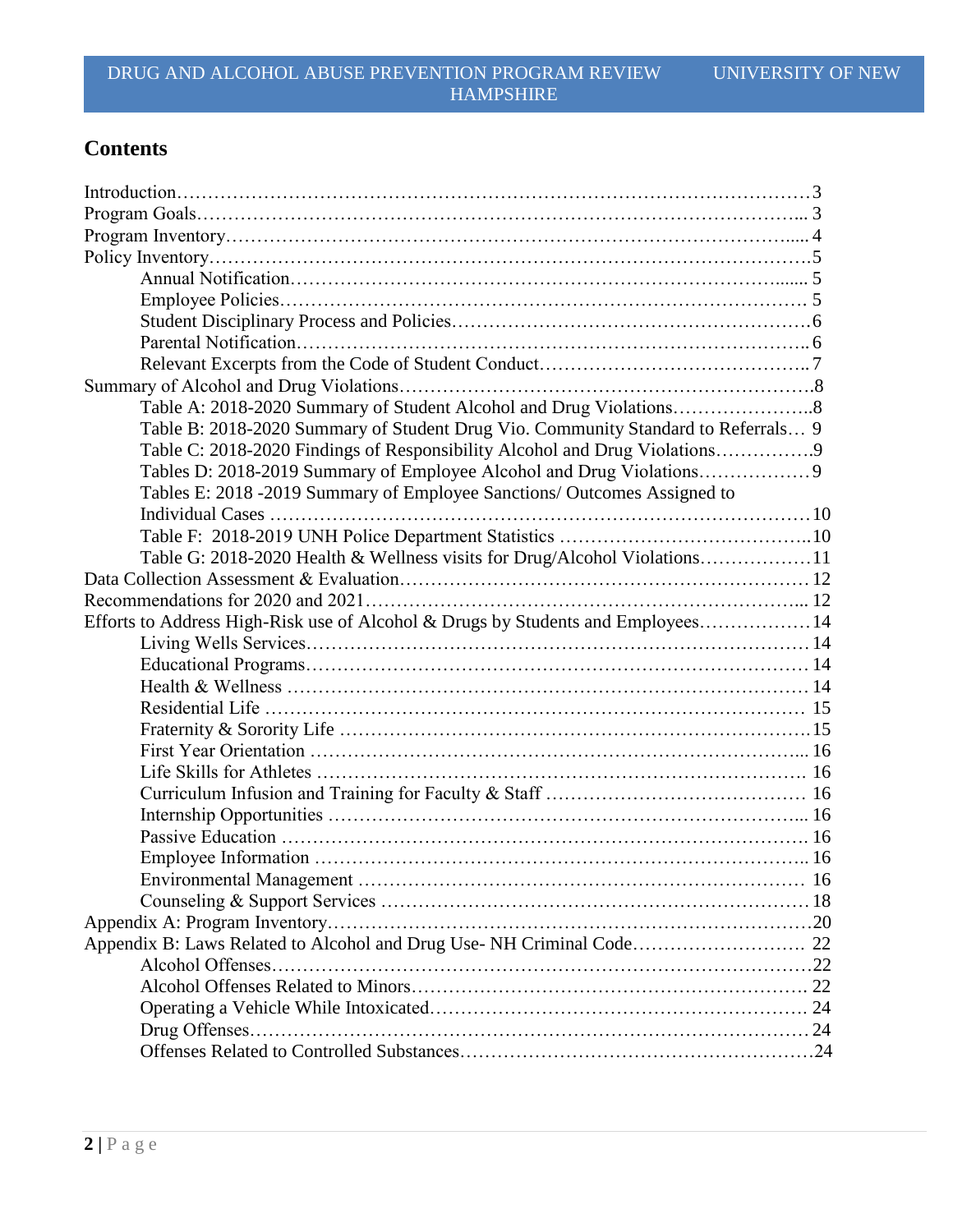# Contents

Introduction…………………………………………………………………………………………3
Program Goals……………………………………………………………………………………... 3
Program Inventory………………………………………………………………………….... 4
Policy Inventory………………………………………………………………………………….5
  Annual Notification…………………………………………………………………....... 5
  Employee Policies………………………………………………………………………… 5
  Student Disciplinary Process and Policies…………………………………………………6
  Parental Notification………………………………………………………………………….. 6
  Relevant Excerpts from the Code of Student Conduct…………………………………….. 7
Summary of Alcohol and Drug Violations…………………………………………………………8
  Table A: 2018-2020 Summary of Student Alcohol and Drug Violations…………………..8
  Table B: 2018-2020 Summary of Student Drug Vio. Community Standard to Referrals… 9
  Table C: 2018-2020 Findings of Responsibility Alcohol and Drug Violations…………….9
  Tables D: 2018-2019 Summary of Employee Alcohol and Drug Violations……………… 9
  Tables E: 2018 -2019 Summary of Employee Sanctions/ Outcomes Assigned to Individual Cases ……………………………………………………………………………10
  Table F: 2018-2019 UNH Police Department Statistics …………………………………...10
  Table G: 2018-2020 Health & Wellness visits for Drug/Alcohol Violations………………11
Data Collection Assessment & Evaluation………………………………………………………… 12
Recommendations for 2020 and 2021……………………………………………………………... 12
Efforts to Address High-Risk use of Alcohol & Drugs by Students and Employees………………14
  Living Wells Services……………………………………………………………………… 14
  Educational Programs……………………………………………………………………… 14
  Health & Wellness ………………………………………………………………………… 14
  Residential Life …………………………………………………………………………… 15
  Fraternity & Sorority Life ………………………………………………………………….15
  First Year Orientation ……………………………………………………………………... 16
  Life Skills for Athletes ……………………………………………………………………. 16
  Curriculum Infusion and Training for Faculty & Staff …………………………………… 16
  Internship Opportunities …………………………………………………………………... 16
  Passive Education …………………………………………………………………………. 16
  Employee Information …………………………………………………………………….. 16
  Environmental Management ……………………………………………………………… 16
  Counseling & Support Services …………………………………………………………… 18
Appendix A: Program Inventory……………………………………………………………………20
Appendix B: Laws Related to Alcohol and Drug Use- NH Criminal Code……………………… 22
  Alcohol Offenses……………………………………………………………………………22
  Alcohol Offenses Related to Minors………………………………………………………. 22
  Operating a Vehicle While Intoxicated……………………………………………………. 24
  Drug Offenses……………………………………………………………………………… 24
  Offenses Related to Controlled Substances…………………………………………………24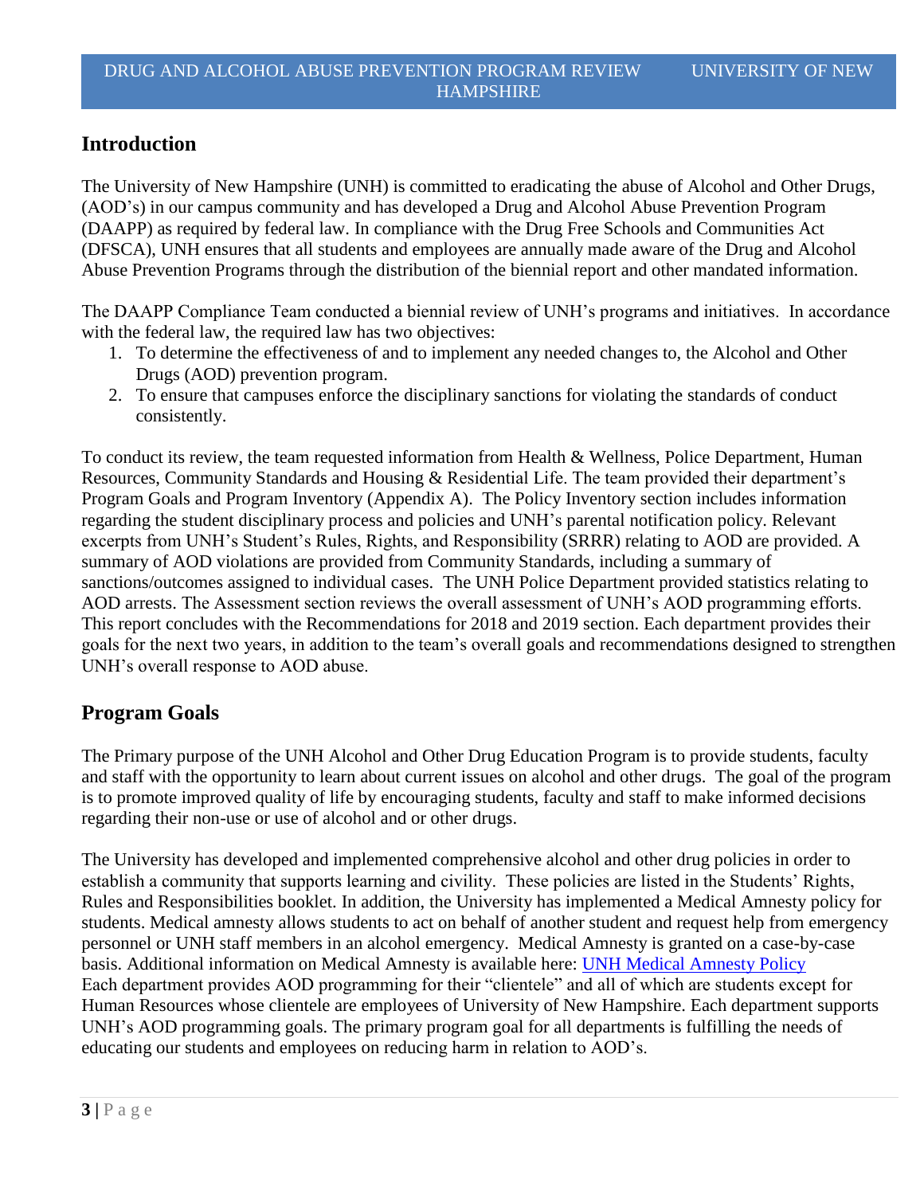## Introduction

The University of New Hampshire (UNH) is committed to eradicating the abuse of Alcohol and Other Drugs, (AOD's) in our campus community and has developed a Drug and Alcohol Abuse Prevention Program (DAAPP) as required by federal law. In compliance with the Drug Free Schools and Communities Act (DFSCA), UNH ensures that all students and employees are annually made aware of the Drug and Alcohol Abuse Prevention Programs through the distribution of the biennial report and other mandated information.

The DAAPP Compliance Team conducted a biennial review of UNH's programs and initiatives. In accordance with the federal law, the required law has two objectives:

1. To determine the effectiveness of and to implement any needed changes to, the Alcohol and Other Drugs (AOD) prevention program.
2. To ensure that campuses enforce the disciplinary sanctions for violating the standards of conduct consistently.

To conduct its review, the team requested information from Health & Wellness, Police Department, Human Resources, Community Standards and Housing & Residential Life. The team provided their department's Program Goals and Program Inventory (Appendix A). The Policy Inventory section includes information regarding the student disciplinary process and policies and UNH's parental notification policy. Relevant excerpts from UNH's Student's Rules, Rights, and Responsibility (SRRR) relating to AOD are provided. A summary of AOD violations are provided from Community Standards, including a summary of sanctions/outcomes assigned to individual cases. The UNH Police Department provided statistics relating to AOD arrests. The Assessment section reviews the overall assessment of UNH's AOD programming efforts. This report concludes with the Recommendations for 2018 and 2019 section. Each department provides their goals for the next two years, in addition to the team's overall goals and recommendations designed to strengthen UNH's overall response to AOD abuse.

## Program Goals

The Primary purpose of the UNH Alcohol and Other Drug Education Program is to provide students, faculty and staff with the opportunity to learn about current issues on alcohol and other drugs. The goal of the program is to promote improved quality of life by encouraging students, faculty and staff to make informed decisions regarding their non-use or use of alcohol and or other drugs.

The University has developed and implemented comprehensive alcohol and other drug policies in order to establish a community that supports learning and civility. These policies are listed in the Students' Rights, Rules and Responsibilities booklet. In addition, the University has implemented a Medical Amnesty policy for students. Medical amnesty allows students to act on behalf of another student and request help from emergency personnel or UNH staff members in an alcohol emergency. Medical Amnesty is granted on a case-by-case basis. Additional information on Medical Amnesty is available here: UNH Medical Amnesty Policy
Each department provides AOD programming for their "clientele" and all of which are students except for Human Resources whose clientele are employees of University of New Hampshire. Each department supports UNH's AOD programming goals. The primary program goal for all departments is fulfilling the needs of educating our students and employees on reducing harm in relation to AOD's.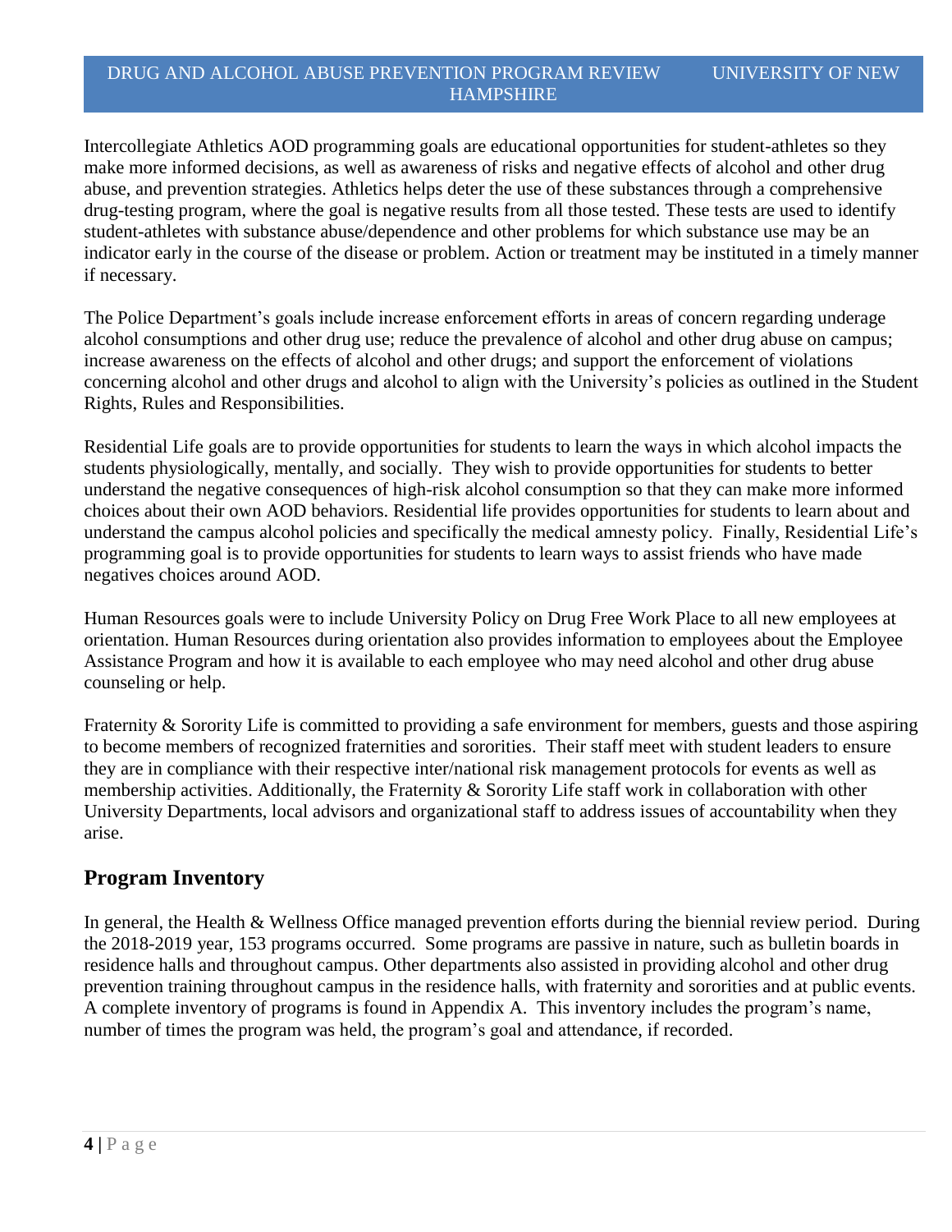Intercollegiate Athletics AOD programming goals are educational opportunities for student-athletes so they make more informed decisions, as well as awareness of risks and negative effects of alcohol and other drug abuse, and prevention strategies. Athletics helps deter the use of these substances through a comprehensive drug-testing program, where the goal is negative results from all those tested. These tests are used to identify student-athletes with substance abuse/dependence and other problems for which substance use may be an indicator early in the course of the disease or problem. Action or treatment may be instituted in a timely manner if necessary.

The Police Department's goals include increase enforcement efforts in areas of concern regarding underage alcohol consumptions and other drug use; reduce the prevalence of alcohol and other drug abuse on campus; increase awareness on the effects of alcohol and other drugs; and support the enforcement of violations concerning alcohol and other drugs and alcohol to align with the University's policies as outlined in the Student Rights, Rules and Responsibilities.

Residential Life goals are to provide opportunities for students to learn the ways in which alcohol impacts the students physiologically, mentally, and socially. They wish to provide opportunities for students to better understand the negative consequences of high-risk alcohol consumption so that they can make more informed choices about their own AOD behaviors. Residential life provides opportunities for students to learn about and understand the campus alcohol policies and specifically the medical amnesty policy. Finally, Residential Life's programming goal is to provide opportunities for students to learn ways to assist friends who have made negatives choices around AOD.

Human Resources goals were to include University Policy on Drug Free Work Place to all new employees at orientation. Human Resources during orientation also provides information to employees about the Employee Assistance Program and how it is available to each employee who may need alcohol and other drug abuse counseling or help.

Fraternity & Sorority Life is committed to providing a safe environment for members, guests and those aspiring to become members of recognized fraternities and sororities. Their staff meet with student leaders to ensure they are in compliance with their respective inter/national risk management protocols for events as well as membership activities. Additionally, the Fraternity & Sorority Life staff work in collaboration with other University Departments, local advisors and organizational staff to address issues of accountability when they arise.

## Program Inventory

In general, the Health & Wellness Office managed prevention efforts during the biennial review period. During the 2018-2019 year, 153 programs occurred. Some programs are passive in nature, such as bulletin boards in residence halls and throughout campus. Other departments also assisted in providing alcohol and other drug prevention training throughout campus in the residence halls, with fraternity and sororities and at public events. A complete inventory of programs is found in Appendix A. This inventory includes the program's name, number of times the program was held, the program's goal and attendance, if recorded.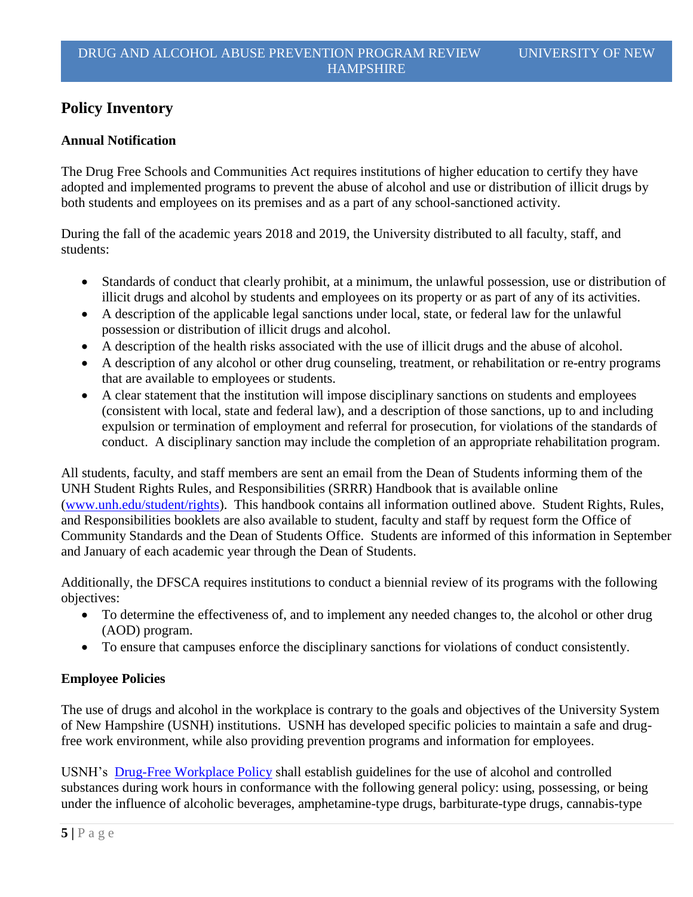## Policy Inventory

### Annual Notification

The Drug Free Schools and Communities Act requires institutions of higher education to certify they have adopted and implemented programs to prevent the abuse of alcohol and use or distribution of illicit drugs by both students and employees on its premises and as a part of any school-sanctioned activity.

During the fall of the academic years 2018 and 2019, the University distributed to all faculty, staff, and students:

- Standards of conduct that clearly prohibit, at a minimum, the unlawful possession, use or distribution of illicit drugs and alcohol by students and employees on its property or as part of any of its activities.
- A description of the applicable legal sanctions under local, state, or federal law for the unlawful possession or distribution of illicit drugs and alcohol.
- A description of the health risks associated with the use of illicit drugs and the abuse of alcohol.
- A description of any alcohol or other drug counseling, treatment, or rehabilitation or re-entry programs that are available to employees or students.
- A clear statement that the institution will impose disciplinary sanctions on students and employees (consistent with local, state and federal law), and a description of those sanctions, up to and including expulsion or termination of employment and referral for prosecution, for violations of the standards of conduct. A disciplinary sanction may include the completion of an appropriate rehabilitation program.

All students, faculty, and staff members are sent an email from the Dean of Students informing them of the UNH Student Rights Rules, and Responsibilities (SRRR) Handbook that is available online (www.unh.edu/student/rights). This handbook contains all information outlined above. Student Rights, Rules, and Responsibilities booklets are also available to student, faculty and staff by request form the Office of Community Standards and the Dean of Students Office. Students are informed of this information in September and January of each academic year through the Dean of Students.

Additionally, the DFSCA requires institutions to conduct a biennial review of its programs with the following objectives:

- To determine the effectiveness of, and to implement any needed changes to, the alcohol or other drug (AOD) program.
- To ensure that campuses enforce the disciplinary sanctions for violations of conduct consistently.

### Employee Policies

The use of drugs and alcohol in the workplace is contrary to the goals and objectives of the University System of New Hampshire (USNH) institutions. USNH has developed specific policies to maintain a safe and drug-free work environment, while also providing prevention programs and information for employees.

USNH's Drug-Free Workplace Policy shall establish guidelines for the use of alcohol and controlled substances during work hours in conformance with the following general policy: using, possessing, or being under the influence of alcoholic beverages, amphetamine-type drugs, barbiturate-type drugs, cannabis-type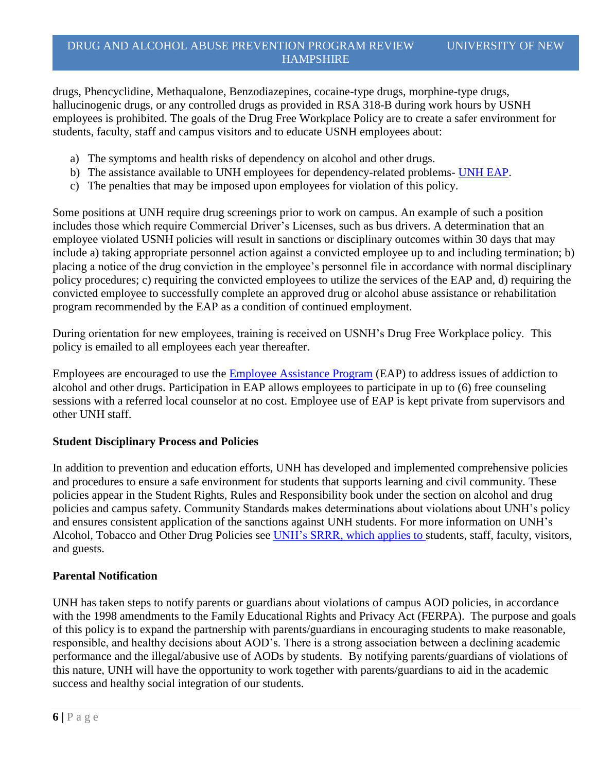drugs, Phencyclidine, Methaqualone, Benzodiazepines, cocaine-type drugs, morphine-type drugs, hallucinogenic drugs, or any controlled drugs as provided in RSA 318-B during work hours by USNH employees is prohibited. The goals of the Drug Free Workplace Policy are to create a safer environment for students, faculty, staff and campus visitors and to educate USNH employees about:

a) The symptoms and health risks of dependency on alcohol and other drugs.
b) The assistance available to UNH employees for dependency-related problems- UNH EAP.
c) The penalties that may be imposed upon employees for violation of this policy.

Some positions at UNH require drug screenings prior to work on campus. An example of such a position includes those which require Commercial Driver's Licenses, such as bus drivers. A determination that an employee violated USNH policies will result in sanctions or disciplinary outcomes within 30 days that may include a) taking appropriate personnel action against a convicted employee up to and including termination; b) placing a notice of the drug conviction in the employee's personnel file in accordance with normal disciplinary policy procedures; c) requiring the convicted employees to utilize the services of the EAP and, d) requiring the convicted employee to successfully complete an approved drug or alcohol abuse assistance or rehabilitation program recommended by the EAP as a condition of continued employment.

During orientation for new employees, training is received on USNH's Drug Free Workplace policy. This policy is emailed to all employees each year thereafter.

Employees are encouraged to use the Employee Assistance Program (EAP) to address issues of addiction to alcohol and other drugs. Participation in EAP allows employees to participate in up to (6) free counseling sessions with a referred local counselor at no cost. Employee use of EAP is kept private from supervisors and other UNH staff.

**Student Disciplinary Process and Policies**

In addition to prevention and education efforts, UNH has developed and implemented comprehensive policies and procedures to ensure a safe environment for students that supports learning and civil community. These policies appear in the Student Rights, Rules and Responsibility book under the section on alcohol and drug policies and campus safety. Community Standards makes determinations about violations about UNH's policy and ensures consistent application of the sanctions against UNH students. For more information on UNH's Alcohol, Tobacco and Other Drug Policies see UNH's SRRR, which applies to students, staff, faculty, visitors, and guests.

**Parental Notification**

UNH has taken steps to notify parents or guardians about violations of campus AOD policies, in accordance with the 1998 amendments to the Family Educational Rights and Privacy Act (FERPA). The purpose and goals of this policy is to expand the partnership with parents/guardians in encouraging students to make reasonable, responsible, and healthy decisions about AOD's. There is a strong association between a declining academic performance and the illegal/abusive use of AODs by students. By notifying parents/guardians of violations of this nature, UNH will have the opportunity to work together with parents/guardians to aid in the academic success and healthy social integration of our students.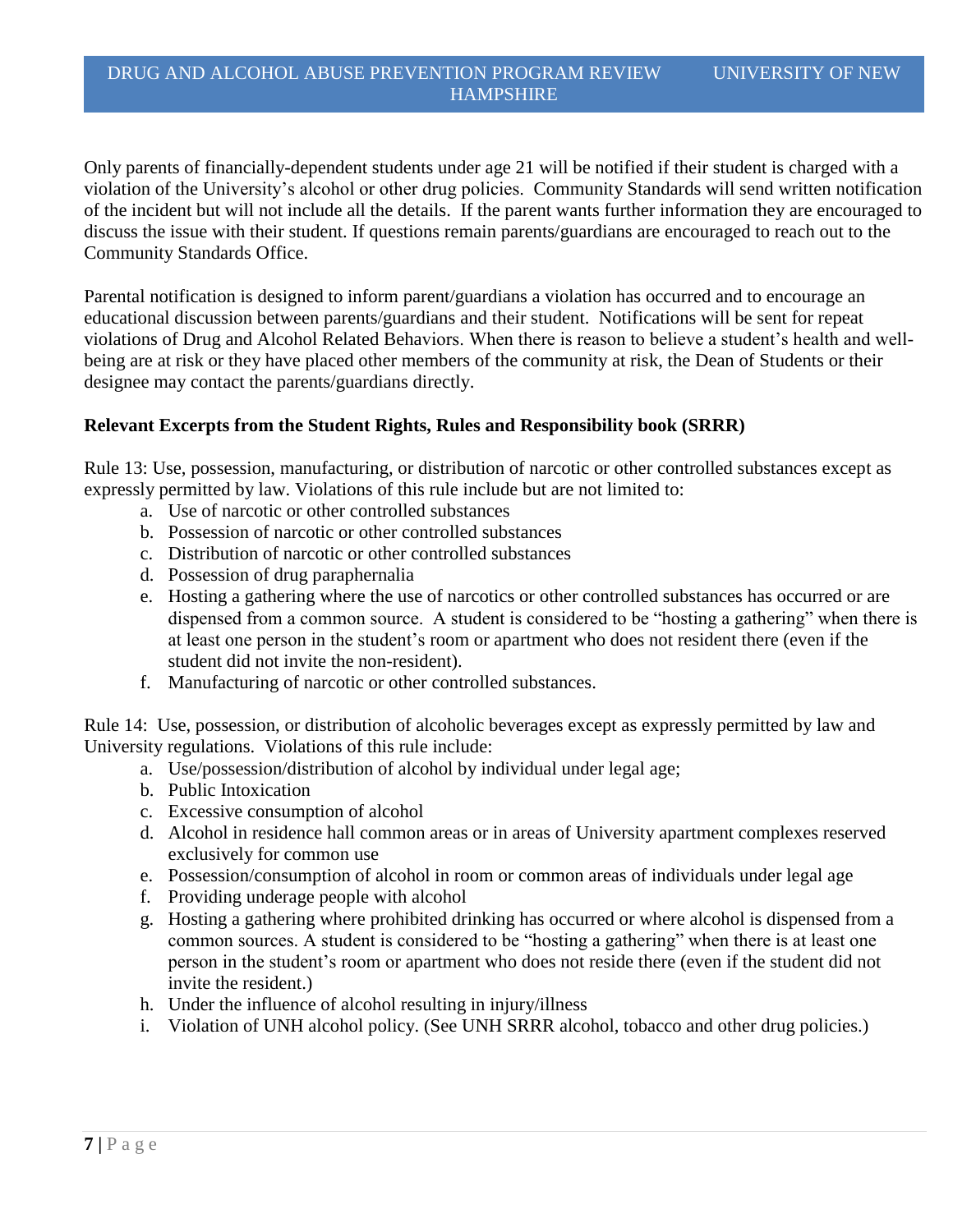Only parents of financially-dependent students under age 21 will be notified if their student is charged with a violation of the University's alcohol or other drug policies. Community Standards will send written notification of the incident but will not include all the details. If the parent wants further information they are encouraged to discuss the issue with their student. If questions remain parents/guardians are encouraged to reach out to the Community Standards Office.

Parental notification is designed to inform parent/guardians a violation has occurred and to encourage an educational discussion between parents/guardians and their student. Notifications will be sent for repeat violations of Drug and Alcohol Related Behaviors. When there is reason to believe a student's health and well-being are at risk or they have placed other members of the community at risk, the Dean of Students or their designee may contact the parents/guardians directly.

**Relevant Excerpts from the Student Rights, Rules and Responsibility book (SRRR)**

Rule 13: Use, possession, manufacturing, or distribution of narcotic or other controlled substances except as expressly permitted by law. Violations of this rule include but are not limited to:

a. Use of narcotic or other controlled substances
b. Possession of narcotic or other controlled substances
c. Distribution of narcotic or other controlled substances
d. Possession of drug paraphernalia
e. Hosting a gathering where the use of narcotics or other controlled substances has occurred or are dispensed from a common source. A student is considered to be "hosting a gathering" when there is at least one person in the student's room or apartment who does not resident there (even if the student did not invite the non-resident).
f. Manufacturing of narcotic or other controlled substances.

Rule 14: Use, possession, or distribution of alcoholic beverages except as expressly permitted by law and University regulations. Violations of this rule include:

a. Use/possession/distribution of alcohol by individual under legal age;
b. Public Intoxication
c. Excessive consumption of alcohol
d. Alcohol in residence hall common areas or in areas of University apartment complexes reserved exclusively for common use
e. Possession/consumption of alcohol in room or common areas of individuals under legal age
f. Providing underage people with alcohol
g. Hosting a gathering where prohibited drinking has occurred or where alcohol is dispensed from a common sources. A student is considered to be "hosting a gathering" when there is at least one person in the student's room or apartment who does not reside there (even if the student did not invite the resident.)
h. Under the influence of alcohol resulting in injury/illness
i. Violation of UNH alcohol policy. (See UNH SRRR alcohol, tobacco and other drug policies.)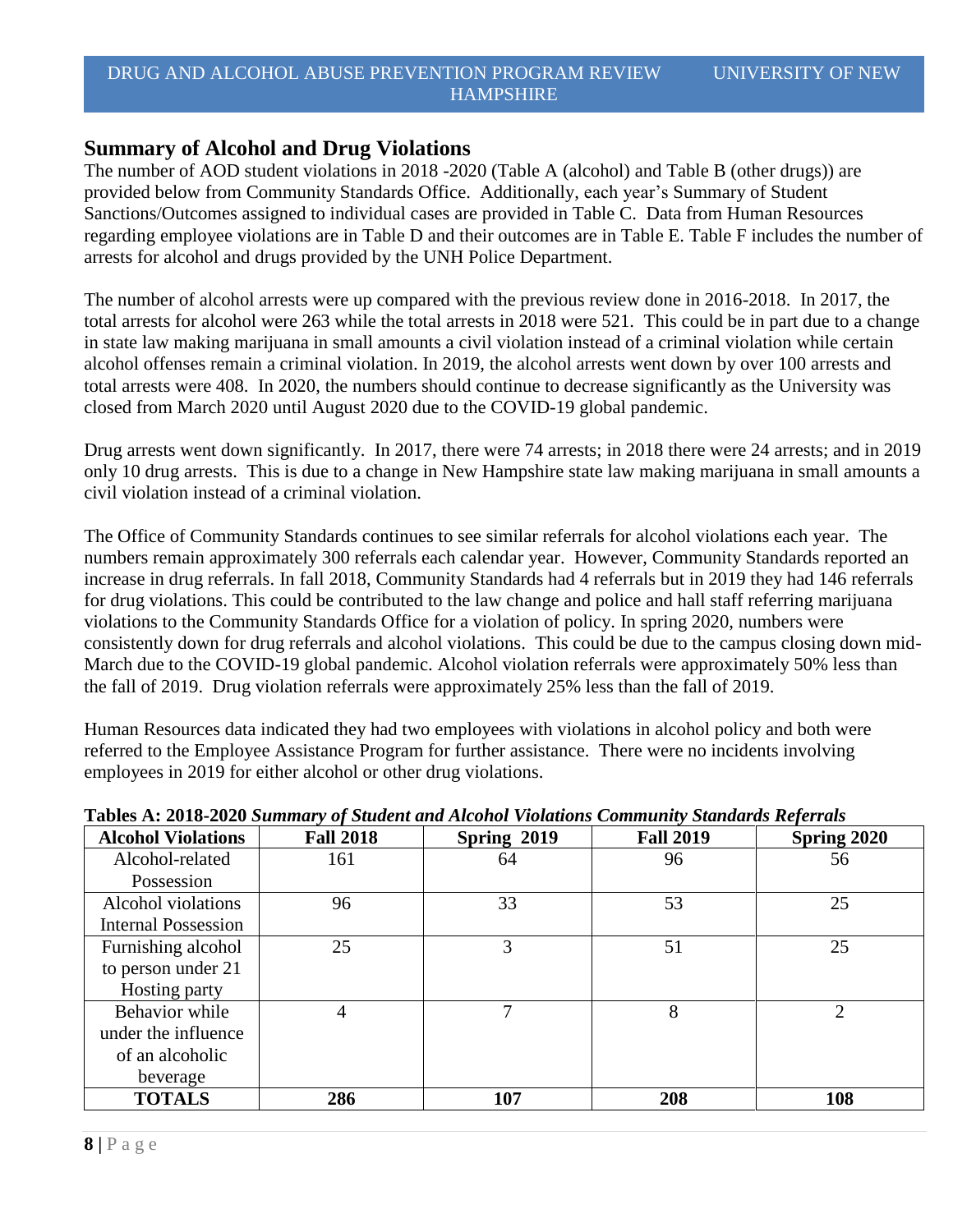## Summary of Alcohol and Drug Violations

The number of AOD student violations in 2018 -2020 (Table A (alcohol) and Table B (other drugs)) are provided below from Community Standards Office. Additionally, each year's Summary of Student Sanctions/Outcomes assigned to individual cases are provided in Table C. Data from Human Resources regarding employee violations are in Table D and their outcomes are in Table E. Table F includes the number of arrests for alcohol and drugs provided by the UNH Police Department.

The number of alcohol arrests were up compared with the previous review done in 2016-2018. In 2017, the total arrests for alcohol were 263 while the total arrests in 2018 were 521. This could be in part due to a change in state law making marijuana in small amounts a civil violation instead of a criminal violation while certain alcohol offenses remain a criminal violation. In 2019, the alcohol arrests went down by over 100 arrests and total arrests were 408. In 2020, the numbers should continue to decrease significantly as the University was closed from March 2020 until August 2020 due to the COVID-19 global pandemic.

Drug arrests went down significantly. In 2017, there were 74 arrests; in 2018 there were 24 arrests; and in 2019 only 10 drug arrests. This is due to a change in New Hampshire state law making marijuana in small amounts a civil violation instead of a criminal violation.

The Office of Community Standards continues to see similar referrals for alcohol violations each year. The numbers remain approximately 300 referrals each calendar year. However, Community Standards reported an increase in drug referrals. In fall 2018, Community Standards had 4 referrals but in 2019 they had 146 referrals for drug violations. This could be contributed to the law change and police and hall staff referring marijuana violations to the Community Standards Office for a violation of policy. In spring 2020, numbers were consistently down for drug referrals and alcohol violations. This could be due to the campus closing down mid-March due to the COVID-19 global pandemic. Alcohol violation referrals were approximately 50% less than the fall of 2019. Drug violation referrals were approximately 25% less than the fall of 2019.

Human Resources data indicated they had two employees with violations in alcohol policy and both were referred to the Employee Assistance Program for further assistance. There were no incidents involving employees in 2019 for either alcohol or other drug violations.

**Tables A: 2018-2020** ***Summary of Student and Alcohol Violations Community Standards Referrals***

| Alcohol Violations | Fall 2018 | Spring 2019 | Fall 2019 | Spring 2020 |
|---|---|---|---|---|
| Alcohol-related Possession | 161 | 64 | 96 | 56 |
| Alcohol violations Internal Possession | 96 | 33 | 53 | 25 |
| Furnishing alcohol to person under 21 Hosting party | 25 | 3 | 51 | 25 |
| Behavior while under the influence of an alcoholic beverage | 4 | 7 | 8 | 2 |
| **TOTALS** | **286** | **107** | **208** | **108** |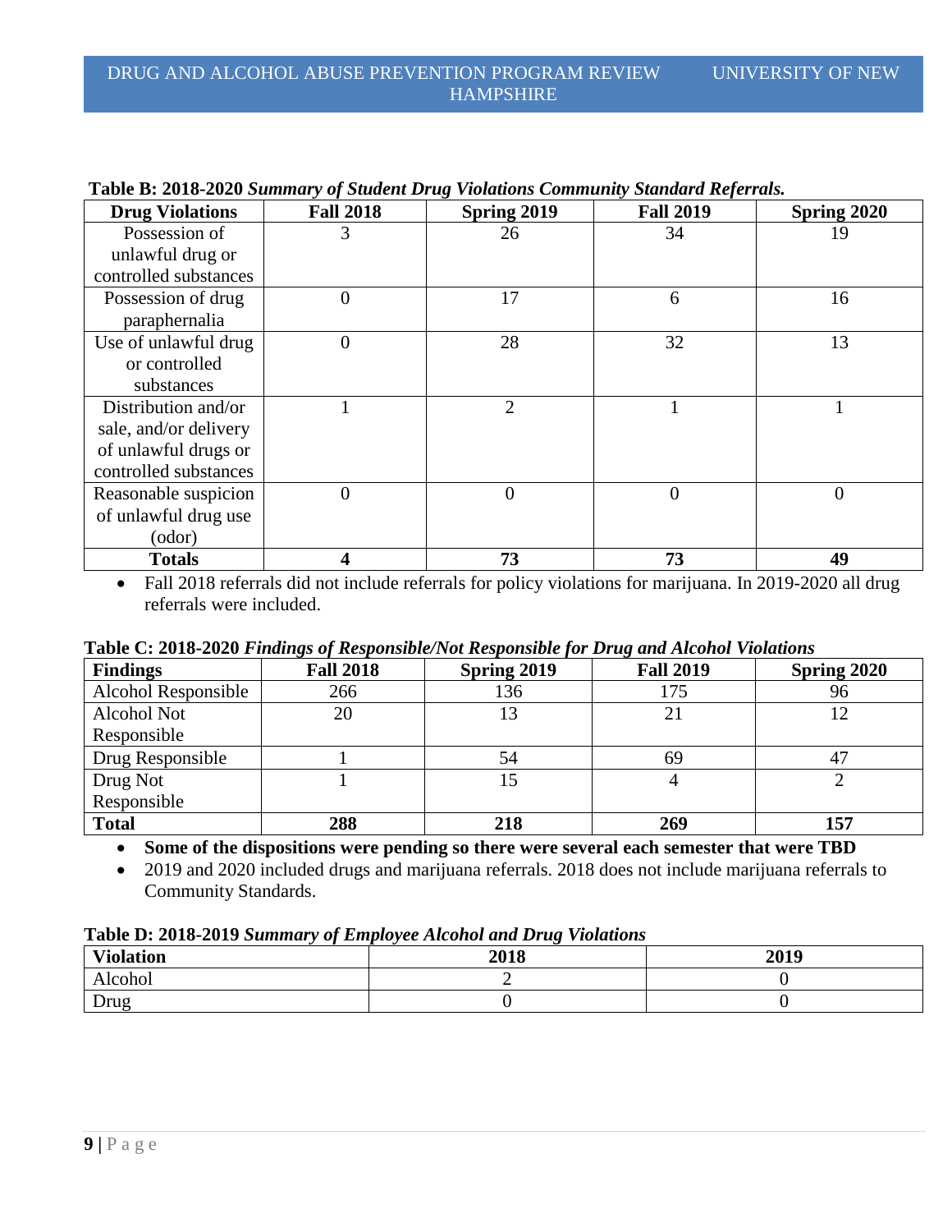**Table B: 2018-2020** ***Summary of Student Drug Violations Community Standard Referrals.***

| Drug Violations | Fall 2018 | Spring 2019 | Fall 2019 | Spring 2020 |
|---|---|---|---|---|
| Possession of unlawful drug or controlled substances | 3 | 26 | 34 | 19 |
| Possession of drug paraphernalia | 0 | 17 | 6 | 16 |
| Use of unlawful drug or controlled substances | 0 | 28 | 32 | 13 |
| Distribution and/or sale, and/or delivery of unlawful drugs or controlled substances | 1 | 2 | 1 | 1 |
| Reasonable suspicion of unlawful drug use (odor) | 0 | 0 | 0 | 0 |
| **Totals** | **4** | **73** | **73** | **49** |

- Fall 2018 referrals did not include referrals for policy violations for marijuana. In 2019-2020 all drug referrals were included.

**Table C: 2018-2020** ***Findings of Responsible/Not Responsible for Drug and Alcohol Violations***

| Findings | Fall 2018 | Spring 2019 | Fall 2019 | Spring 2020 |
|---|---|---|---|---|
| Alcohol Responsible | 266 | 136 | 175 | 96 |
| Alcohol Not Responsible | 20 | 13 | 21 | 12 |
| Drug Responsible | 1 | 54 | 69 | 47 |
| Drug Not Responsible | 1 | 15 | 4 | 2 |
| **Total** | **288** | **218** | **269** | **157** |

- **Some of the dispositions were pending so there were several each semester that were TBD**
- 2019 and 2020 included drugs and marijuana referrals. 2018 does not include marijuana referrals to Community Standards.

**Table D: 2018-2019** ***Summary of Employee Alcohol and Drug Violations***

| Violation | 2018 | 2019 |
|---|---|---|
| Alcohol | 2 | 0 |
| Drug | 0 | 0 |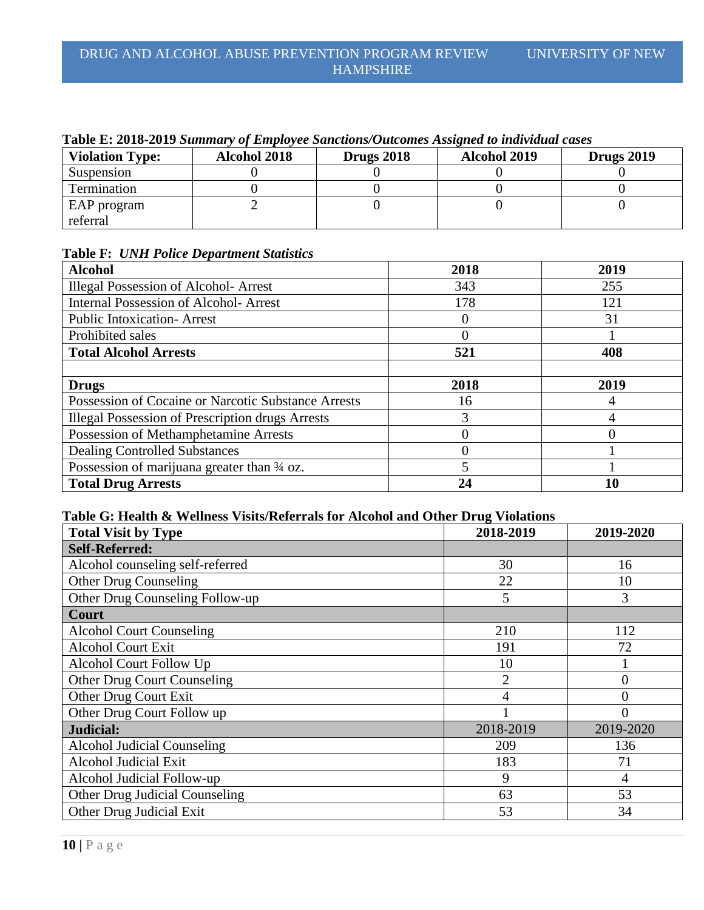**Table E: 2018-2019** ***Summary of Employee Sanctions/Outcomes Assigned to individual cases***

| Violation Type: | Alcohol 2018 | Drugs 2018 | Alcohol 2019 | Drugs 2019 |
|---|---|---|---|---|
| Suspension | 0 | 0 | 0 | 0 |
| Termination | 0 | 0 | 0 | 0 |
| EAP program referral | 2 | 0 | 0 | 0 |

**Table F:** ***UNH Police Department Statistics***

| Alcohol | 2018 | 2019 |
|---|---|---|
| Illegal Possession of Alcohol- Arrest | 343 | 255 |
| Internal Possession of Alcohol- Arrest | 178 | 121 |
| Public Intoxication- Arrest | 0 | 31 |
| Prohibited sales | 0 | 1 |
| **Total Alcohol Arrests** | **521** | **408** |
| | | |
| **Drugs** | **2018** | **2019** |
| Possession of Cocaine or Narcotic Substance Arrests | 16 | 4 |
| Illegal Possession of Prescription drugs Arrests | 3 | 4 |
| Possession of Methamphetamine Arrests | 0 | 0 |
| Dealing Controlled Substances | 0 | 1 |
| Possession of marijuana greater than ¾ oz. | 5 | 1 |
| **Total Drug Arrests** | **24** | **10** |

**Table G: Health & Wellness Visits/Referrals for Alcohol and Other Drug Violations**

| Total Visit by Type | 2018-2019 | 2019-2020 |
|---|---|---|
| **Self-Referred:** | | |
| Alcohol counseling self-referred | 30 | 16 |
| Other Drug Counseling | 22 | 10 |
| Other Drug Counseling Follow-up | 5 | 3 |
| **Court** | | |
| Alcohol Court Counseling | 210 | 112 |
| Alcohol Court Exit | 191 | 72 |
| Alcohol Court Follow Up | 10 | 1 |
| Other Drug Court Counseling | 2 | 0 |
| Other Drug Court Exit | 4 | 0 |
| Other Drug Court Follow up | 1 | 0 |
| **Judicial:** | 2018-2019 | 2019-2020 |
| Alcohol Judicial Counseling | 209 | 136 |
| Alcohol Judicial Exit | 183 | 71 |
| Alcohol Judicial Follow-up | 9 | 4 |
| Other Drug Judicial Counseling | 63 | 53 |
| Other Drug Judicial Exit | 53 | 34 |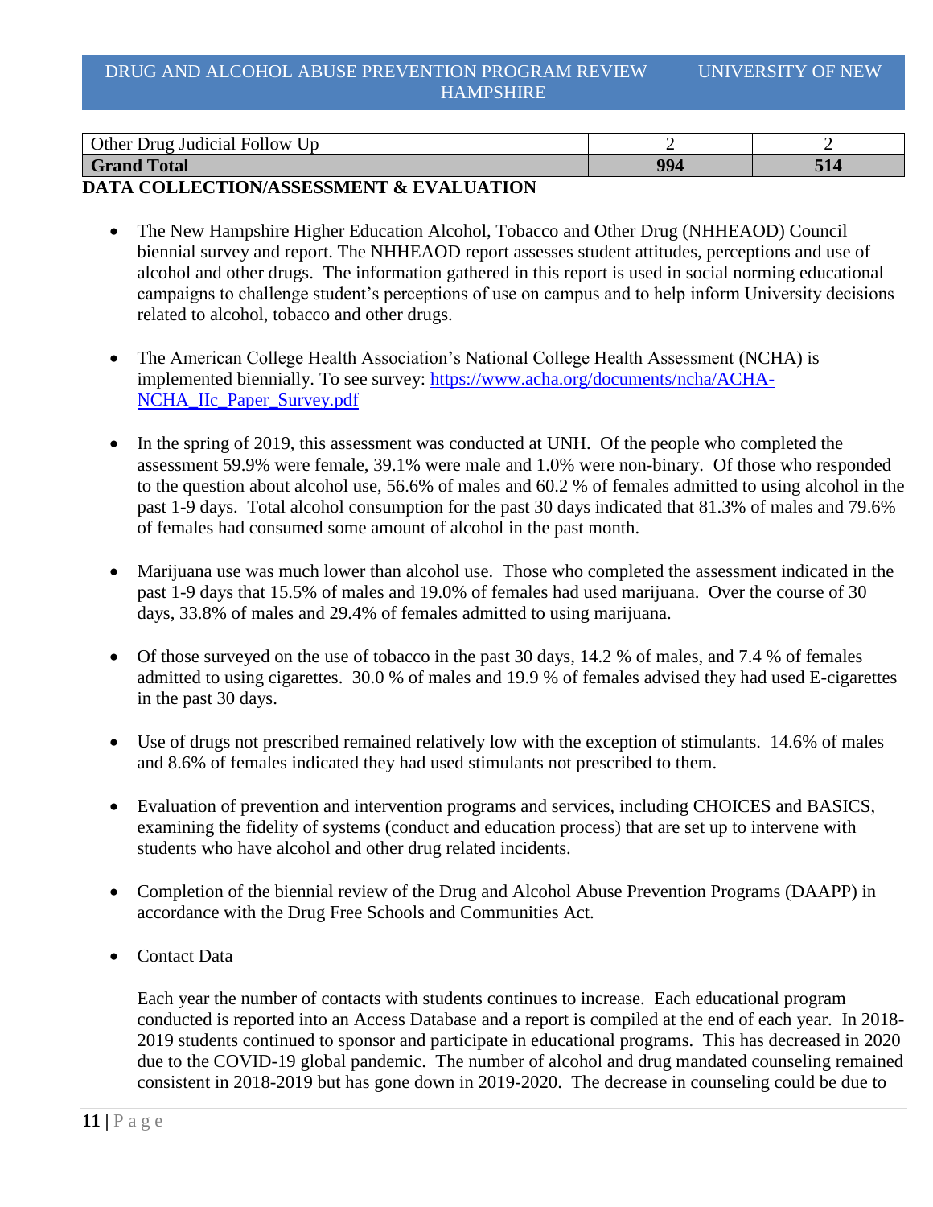| Other Drug Judicial Follow Up | 2 | 2 |
|---|---|---|
| **Grand Total** | **994** | **514** |

**DATA COLLECTION/ASSESSMENT & EVALUATION**

- The New Hampshire Higher Education Alcohol, Tobacco and Other Drug (NHHEAOD) Council biennial survey and report. The NHHEAOD report assesses student attitudes, perceptions and use of alcohol and other drugs. The information gathered in this report is used in social norming educational campaigns to challenge student's perceptions of use on campus and to help inform University decisions related to alcohol, tobacco and other drugs.

- The American College Health Association's National College Health Assessment (NCHA) is implemented biennially. To see survey: [https://www.acha.org/documents/ncha/ACHA-NCHA_IIc_Paper_Survey.pdf](https://www.acha.org/documents/ncha/ACHA-NCHA_IIc_Paper_Survey.pdf)

- In the spring of 2019, this assessment was conducted at UNH. Of the people who completed the assessment 59.9% were female, 39.1% were male and 1.0% were non-binary. Of those who responded to the question about alcohol use, 56.6% of males and 60.2 % of females admitted to using alcohol in the past 1-9 days. Total alcohol consumption for the past 30 days indicated that 81.3% of males and 79.6% of females had consumed some amount of alcohol in the past month.

- Marijuana use was much lower than alcohol use. Those who completed the assessment indicated in the past 1-9 days that 15.5% of males and 19.0% of females had used marijuana. Over the course of 30 days, 33.8% of males and 29.4% of females admitted to using marijuana.

- Of those surveyed on the use of tobacco in the past 30 days, 14.2 % of males, and 7.4 % of females admitted to using cigarettes. 30.0 % of males and 19.9 % of females advised they had used E-cigarettes in the past 30 days.

- Use of drugs not prescribed remained relatively low with the exception of stimulants. 14.6% of males and 8.6% of females indicated they had used stimulants not prescribed to them.

- Evaluation of prevention and intervention programs and services, including CHOICES and BASICS, examining the fidelity of systems (conduct and education process) that are set up to intervene with students who have alcohol and other drug related incidents.

- Completion of the biennial review of the Drug and Alcohol Abuse Prevention Programs (DAAPP) in accordance with the Drug Free Schools and Communities Act.

- Contact Data

  Each year the number of contacts with students continues to increase. Each educational program conducted is reported into an Access Database and a report is compiled at the end of each year. In 2018-2019 students continued to sponsor and participate in educational programs. This has decreased in 2020 due to the COVID-19 global pandemic. The number of alcohol and drug mandated counseling remained consistent in 2018-2019 but has gone down in 2019-2020. The decrease in counseling could be due to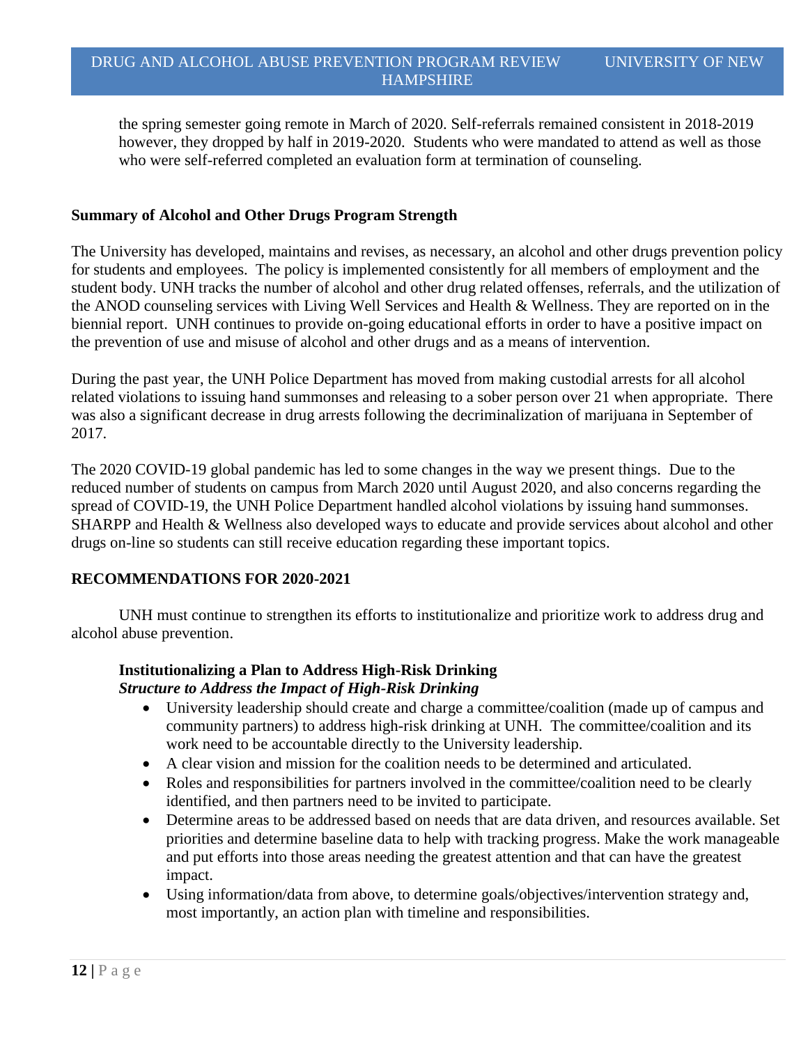the spring semester going remote in March of 2020. Self-referrals remained consistent in 2018-2019 however, they dropped by half in 2019-2020. Students who were mandated to attend as well as those who were self-referred completed an evaluation form at termination of counseling.

**Summary of Alcohol and Other Drugs Program Strength**

The University has developed, maintains and revises, as necessary, an alcohol and other drugs prevention policy for students and employees. The policy is implemented consistently for all members of employment and the student body. UNH tracks the number of alcohol and other drug related offenses, referrals, and the utilization of the ANOD counseling services with Living Well Services and Health & Wellness. They are reported on in the biennial report. UNH continues to provide on-going educational efforts in order to have a positive impact on the prevention of use and misuse of alcohol and other drugs and as a means of intervention.

During the past year, the UNH Police Department has moved from making custodial arrests for all alcohol related violations to issuing hand summonses and releasing to a sober person over 21 when appropriate. There was also a significant decrease in drug arrests following the decriminalization of marijuana in September of 2017.

The 2020 COVID-19 global pandemic has led to some changes in the way we present things. Due to the reduced number of students on campus from March 2020 until August 2020, and also concerns regarding the spread of COVID-19, the UNH Police Department handled alcohol violations by issuing hand summonses. SHARPP and Health & Wellness also developed ways to educate and provide services about alcohol and other drugs on-line so students can still receive education regarding these important topics.

**RECOMMENDATIONS FOR 2020-2021**

UNH must continue to strengthen its efforts to institutionalize and prioritize work to address drug and alcohol abuse prevention.

**Institutionalizing a Plan to Address High-Risk Drinking**
***Structure to Address the Impact of High-Risk Drinking***

- University leadership should create and charge a committee/coalition (made up of campus and community partners) to address high-risk drinking at UNH. The committee/coalition and its work need to be accountable directly to the University leadership.
- A clear vision and mission for the coalition needs to be determined and articulated.
- Roles and responsibilities for partners involved in the committee/coalition need to be clearly identified, and then partners need to be invited to participate.
- Determine areas to be addressed based on needs that are data driven, and resources available. Set priorities and determine baseline data to help with tracking progress. Make the work manageable and put efforts into those areas needing the greatest attention and that can have the greatest impact.
- Using information/data from above, to determine goals/objectives/intervention strategy and, most importantly, an action plan with timeline and responsibilities.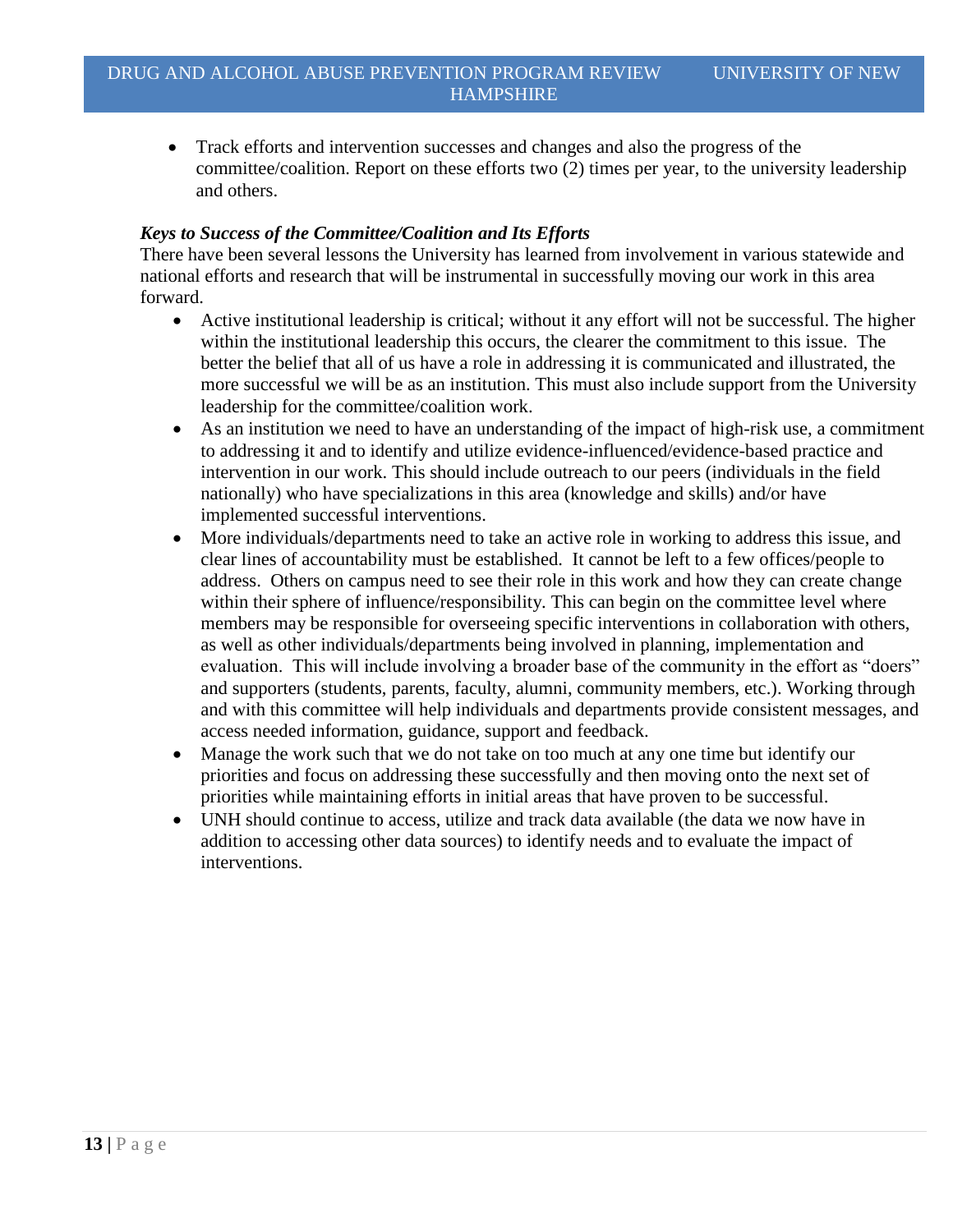- Track efforts and intervention successes and changes and also the progress of the committee/coalition. Report on these efforts two (2) times per year, to the university leadership and others.

***Keys to Success of the Committee/Coalition and Its Efforts***

There have been several lessons the University has learned from involvement in various statewide and national efforts and research that will be instrumental in successfully moving our work in this area forward.

- Active institutional leadership is critical; without it any effort will not be successful. The higher within the institutional leadership this occurs, the clearer the commitment to this issue. The better the belief that all of us have a role in addressing it is communicated and illustrated, the more successful we will be as an institution. This must also include support from the University leadership for the committee/coalition work.
- As an institution we need to have an understanding of the impact of high-risk use, a commitment to addressing it and to identify and utilize evidence-influenced/evidence-based practice and intervention in our work. This should include outreach to our peers (individuals in the field nationally) who have specializations in this area (knowledge and skills) and/or have implemented successful interventions.
- More individuals/departments need to take an active role in working to address this issue, and clear lines of accountability must be established. It cannot be left to a few offices/people to address. Others on campus need to see their role in this work and how they can create change within their sphere of influence/responsibility. This can begin on the committee level where members may be responsible for overseeing specific interventions in collaboration with others, as well as other individuals/departments being involved in planning, implementation and evaluation. This will include involving a broader base of the community in the effort as "doers" and supporters (students, parents, faculty, alumni, community members, etc.). Working through and with this committee will help individuals and departments provide consistent messages, and access needed information, guidance, support and feedback.
- Manage the work such that we do not take on too much at any one time but identify our priorities and focus on addressing these successfully and then moving onto the next set of priorities while maintaining efforts in initial areas that have proven to be successful.
- UNH should continue to access, utilize and track data available (the data we now have in addition to accessing other data sources) to identify needs and to evaluate the impact of interventions.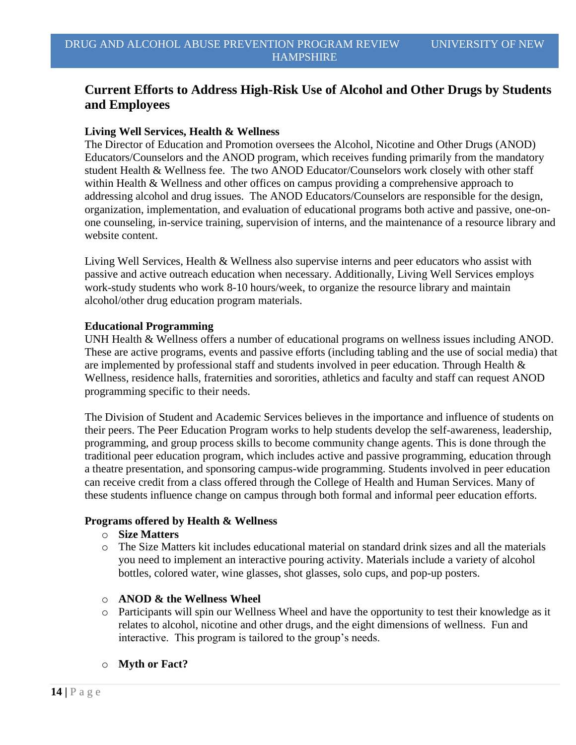## Current Efforts to Address High-Risk Use of Alcohol and Other Drugs by Students and Employees

### Living Well Services, Health & Wellness

The Director of Education and Promotion oversees the Alcohol, Nicotine and Other Drugs (ANOD) Educators/Counselors and the ANOD program, which receives funding primarily from the mandatory student Health & Wellness fee. The two ANOD Educator/Counselors work closely with other staff within Health & Wellness and other offices on campus providing a comprehensive approach to addressing alcohol and drug issues. The ANOD Educators/Counselors are responsible for the design, organization, implementation, and evaluation of educational programs both active and passive, one-on-one counseling, in-service training, supervision of interns, and the maintenance of a resource library and website content.

Living Well Services, Health & Wellness also supervise interns and peer educators who assist with passive and active outreach education when necessary. Additionally, Living Well Services employs work-study students who work 8-10 hours/week, to organize the resource library and maintain alcohol/other drug education program materials.

### Educational Programming

UNH Health & Wellness offers a number of educational programs on wellness issues including ANOD. These are active programs, events and passive efforts (including tabling and the use of social media) that are implemented by professional staff and students involved in peer education. Through Health & Wellness, residence halls, fraternities and sororities, athletics and faculty and staff can request ANOD programming specific to their needs.

The Division of Student and Academic Services believes in the importance and influence of students on their peers. The Peer Education Program works to help students develop the self-awareness, leadership, programming, and group process skills to become community change agents. This is done through the traditional peer education program, which includes active and passive programming, education through a theatre presentation, and sponsoring campus-wide programming. Students involved in peer education can receive credit from a class offered through the College of Health and Human Services. Many of these students influence change on campus through both formal and informal peer education efforts.

### Programs offered by Health & Wellness

- **Size Matters**
- The Size Matters kit includes educational material on standard drink sizes and all the materials you need to implement an interactive pouring activity. Materials include a variety of alcohol bottles, colored water, wine glasses, shot glasses, solo cups, and pop-up posters.

- **ANOD & the Wellness Wheel**
- Participants will spin our Wellness Wheel and have the opportunity to test their knowledge as it relates to alcohol, nicotine and other drugs, and the eight dimensions of wellness. Fun and interactive. This program is tailored to the group's needs.

- **Myth or Fact?**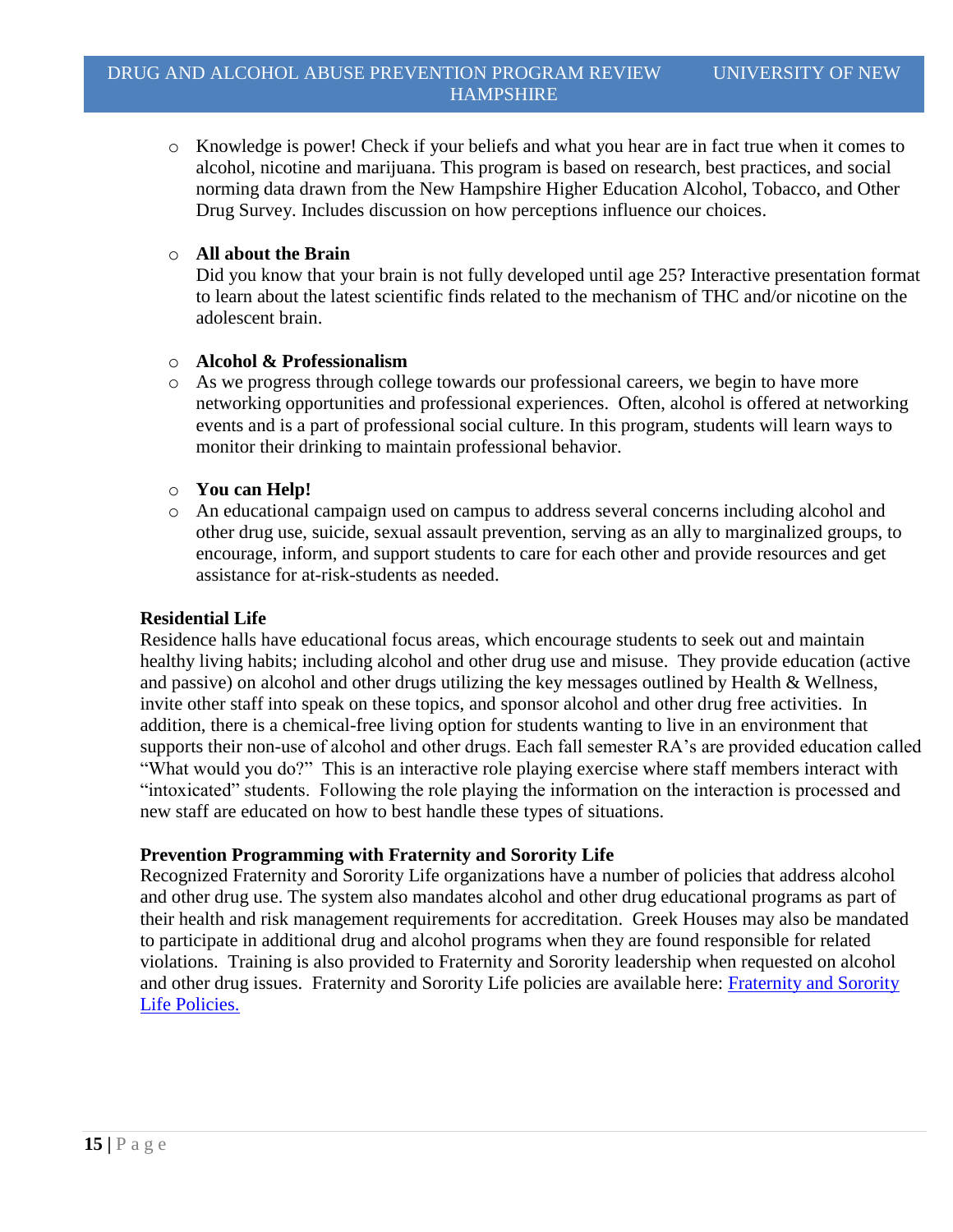- Knowledge is power! Check if your beliefs and what you hear are in fact true when it comes to alcohol, nicotine and marijuana. This program is based on research, best practices, and social norming data drawn from the New Hampshire Higher Education Alcohol, Tobacco, and Other Drug Survey. Includes discussion on how perceptions influence our choices.

- **All about the Brain**
  Did you know that your brain is not fully developed until age 25? Interactive presentation format to learn about the latest scientific finds related to the mechanism of THC and/or nicotine on the adolescent brain.

- **Alcohol & Professionalism**
- As we progress through college towards our professional careers, we begin to have more networking opportunities and professional experiences. Often, alcohol is offered at networking events and is a part of professional social culture. In this program, students will learn ways to monitor their drinking to maintain professional behavior.

- **You can Help!**
- An educational campaign used on campus to address several concerns including alcohol and other drug use, suicide, sexual assault prevention, serving as an ally to marginalized groups, to encourage, inform, and support students to care for each other and provide resources and get assistance for at-risk-students as needed.

**Residential Life**

Residence halls have educational focus areas, which encourage students to seek out and maintain healthy living habits; including alcohol and other drug use and misuse. They provide education (active and passive) on alcohol and other drugs utilizing the key messages outlined by Health & Wellness, invite other staff into speak on these topics, and sponsor alcohol and other drug free activities. In addition, there is a chemical-free living option for students wanting to live in an environment that supports their non-use of alcohol and other drugs. Each fall semester RA's are provided education called "What would you do?" This is an interactive role playing exercise where staff members interact with "intoxicated" students. Following the role playing the information on the interaction is processed and new staff are educated on how to best handle these types of situations.

**Prevention Programming with Fraternity and Sorority Life**

Recognized Fraternity and Sorority Life organizations have a number of policies that address alcohol and other drug use. The system also mandates alcohol and other drug educational programs as part of their health and risk management requirements for accreditation. Greek Houses may also be mandated to participate in additional drug and alcohol programs when they are found responsible for related violations. Training is also provided to Fraternity and Sorority leadership when requested on alcohol and other drug issues. Fraternity and Sorority Life policies are available here: Fraternity and Sorority Life Policies.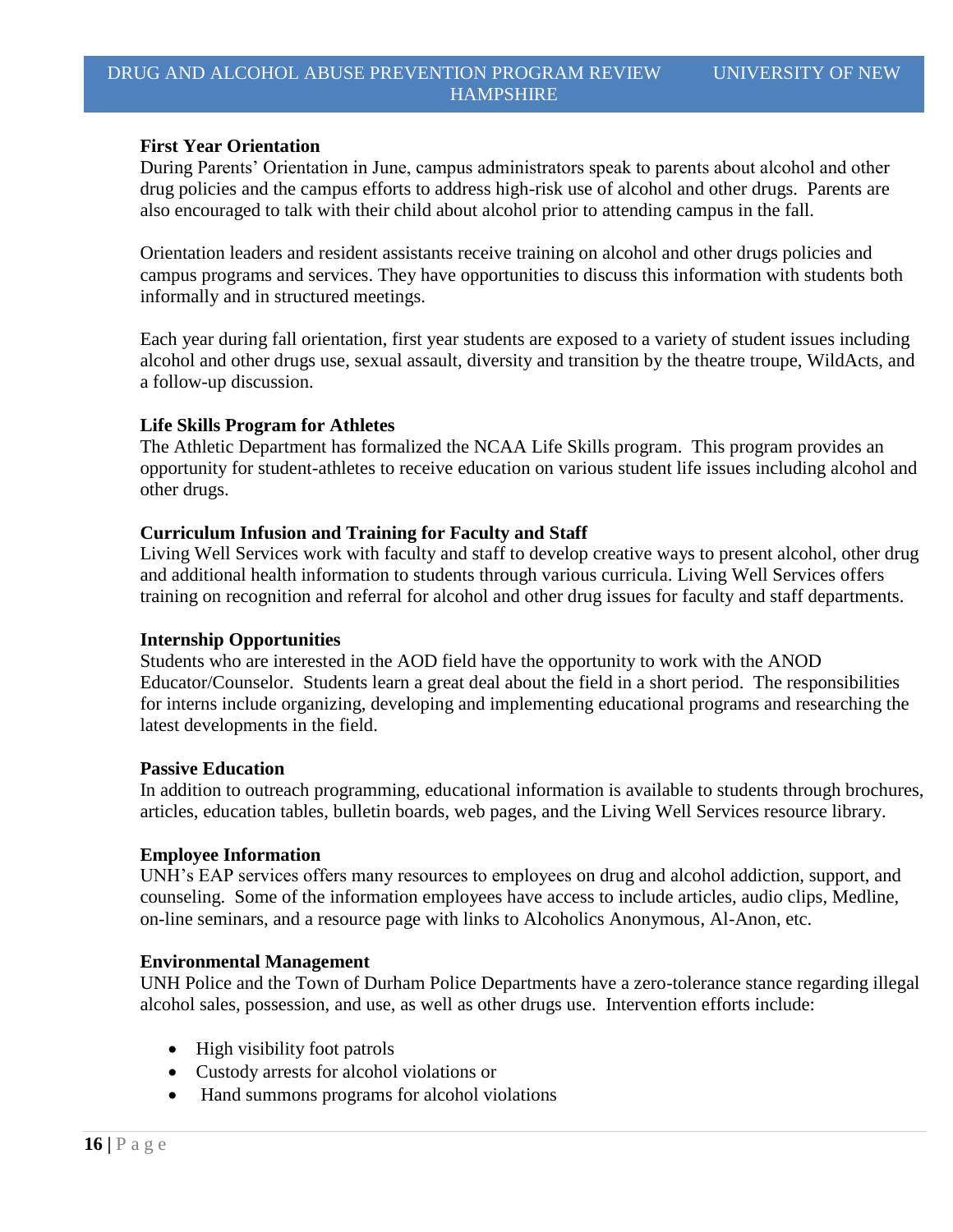**First Year Orientation**

During Parents' Orientation in June, campus administrators speak to parents about alcohol and other drug policies and the campus efforts to address high-risk use of alcohol and other drugs. Parents are also encouraged to talk with their child about alcohol prior to attending campus in the fall.

Orientation leaders and resident assistants receive training on alcohol and other drugs policies and campus programs and services. They have opportunities to discuss this information with students both informally and in structured meetings.

Each year during fall orientation, first year students are exposed to a variety of student issues including alcohol and other drugs use, sexual assault, diversity and transition by the theatre troupe, WildActs, and a follow-up discussion.

**Life Skills Program for Athletes**

The Athletic Department has formalized the NCAA Life Skills program. This program provides an opportunity for student-athletes to receive education on various student life issues including alcohol and other drugs.

**Curriculum Infusion and Training for Faculty and Staff**

Living Well Services work with faculty and staff to develop creative ways to present alcohol, other drug and additional health information to students through various curricula. Living Well Services offers training on recognition and referral for alcohol and other drug issues for faculty and staff departments.

**Internship Opportunities**

Students who are interested in the AOD field have the opportunity to work with the ANOD Educator/Counselor. Students learn a great deal about the field in a short period. The responsibilities for interns include organizing, developing and implementing educational programs and researching the latest developments in the field.

**Passive Education**

In addition to outreach programming, educational information is available to students through brochures, articles, education tables, bulletin boards, web pages, and the Living Well Services resource library.

**Employee Information**

UNH's EAP services offers many resources to employees on drug and alcohol addiction, support, and counseling. Some of the information employees have access to include articles, audio clips, Medline, on-line seminars, and a resource page with links to Alcoholics Anonymous, Al-Anon, etc.

**Environmental Management**

UNH Police and the Town of Durham Police Departments have a zero-tolerance stance regarding illegal alcohol sales, possession, and use, as well as other drugs use. Intervention efforts include:

- High visibility foot patrols
- Custody arrests for alcohol violations or
- Hand summons programs for alcohol violations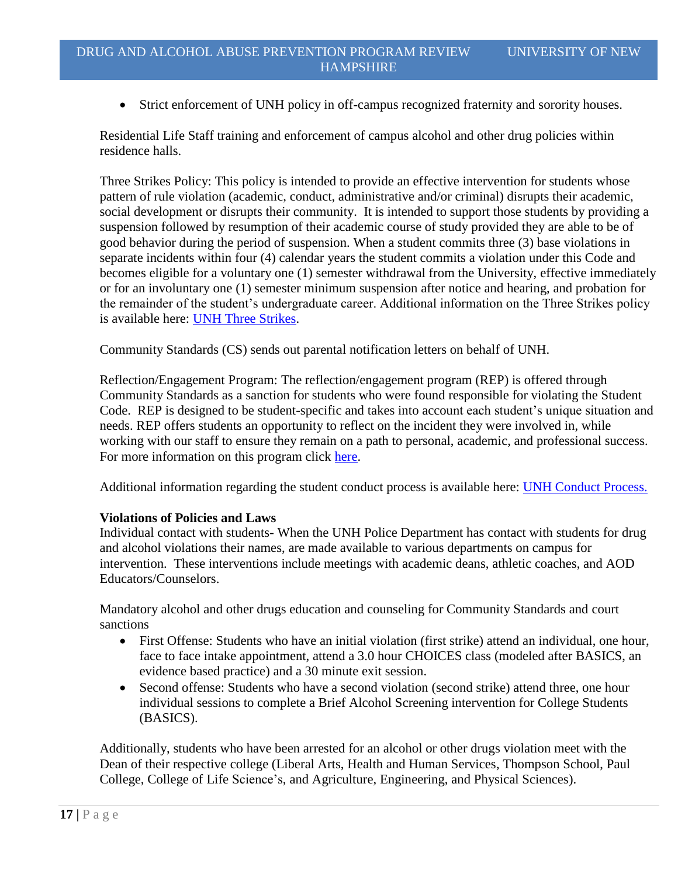- Strict enforcement of UNH policy in off-campus recognized fraternity and sorority houses.

Residential Life Staff training and enforcement of campus alcohol and other drug policies within residence halls.

Three Strikes Policy: This policy is intended to provide an effective intervention for students whose pattern of rule violation (academic, conduct, administrative and/or criminal) disrupts their academic, social development or disrupts their community. It is intended to support those students by providing a suspension followed by resumption of their academic course of study provided they are able to be of good behavior during the period of suspension. When a student commits three (3) base violations in separate incidents within four (4) calendar years the student commits a violation under this Code and becomes eligible for a voluntary one (1) semester withdrawal from the University, effective immediately or for an involuntary one (1) semester minimum suspension after notice and hearing, and probation for the remainder of the student's undergraduate career. Additional information on the Three Strikes policy is available here: [UNH Three Strikes](#).

Community Standards (CS) sends out parental notification letters on behalf of UNH.

Reflection/Engagement Program: The reflection/engagement program (REP) is offered through Community Standards as a sanction for students who were found responsible for violating the Student Code. REP is designed to be student-specific and takes into account each student's unique situation and needs. REP offers students an opportunity to reflect on the incident they were involved in, while working with our staff to ensure they remain on a path to personal, academic, and professional success. For more information on this program click [here](#).

Additional information regarding the student conduct process is available here: [UNH Conduct Process.](#)

**Violations of Policies and Laws**

Individual contact with students- When the UNH Police Department has contact with students for drug and alcohol violations their names, are made available to various departments on campus for intervention. These interventions include meetings with academic deans, athletic coaches, and AOD Educators/Counselors.

Mandatory alcohol and other drugs education and counseling for Community Standards and court sanctions

- First Offense: Students who have an initial violation (first strike) attend an individual, one hour, face to face intake appointment, attend a 3.0 hour CHOICES class (modeled after BASICS, an evidence based practice) and a 30 minute exit session.
- Second offense: Students who have a second violation (second strike) attend three, one hour individual sessions to complete a Brief Alcohol Screening intervention for College Students (BASICS).

Additionally, students who have been arrested for an alcohol or other drugs violation meet with the Dean of their respective college (Liberal Arts, Health and Human Services, Thompson School, Paul College, College of Life Science's, and Agriculture, Engineering, and Physical Sciences).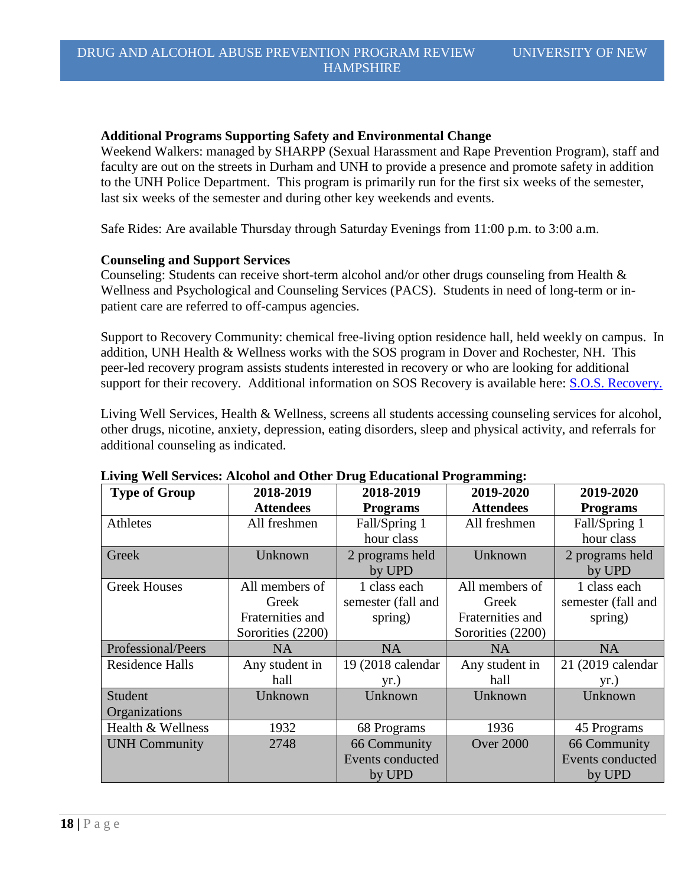**Additional Programs Supporting Safety and Environmental Change**

Weekend Walkers: managed by SHARPP (Sexual Harassment and Rape Prevention Program), staff and faculty are out on the streets in Durham and UNH to provide a presence and promote safety in addition to the UNH Police Department. This program is primarily run for the first six weeks of the semester, last six weeks of the semester and during other key weekends and events.

Safe Rides: Are available Thursday through Saturday Evenings from 11:00 p.m. to 3:00 a.m.

**Counseling and Support Services**

Counseling: Students can receive short-term alcohol and/or other drugs counseling from Health & Wellness and Psychological and Counseling Services (PACS). Students in need of long-term or in-patient care are referred to off-campus agencies.

Support to Recovery Community: chemical free-living option residence hall, held weekly on campus. In addition, UNH Health & Wellness works with the SOS program in Dover and Rochester, NH. This peer-led recovery program assists students interested in recovery or who are looking for additional support for their recovery. Additional information on SOS Recovery is available here: S.O.S. Recovery.

Living Well Services, Health & Wellness, screens all students accessing counseling services for alcohol, other drugs, nicotine, anxiety, depression, eating disorders, sleep and physical activity, and referrals for additional counseling as indicated.

**Living Well Services: Alcohol and Other Drug Educational Programming:**

| Type of Group | 2018-2019 Attendees | 2018-2019 Programs | 2019-2020 Attendees | 2019-2020 Programs |
|---|---|---|---|---|
| Athletes | All freshmen | Fall/Spring 1 hour class | All freshmen | Fall/Spring 1 hour class |
| Greek | Unknown | 2 programs held by UPD | Unknown | 2 programs held by UPD |
| Greek Houses | All members of Greek Fraternities and Sororities (2200) | 1 class each semester (fall and spring) | All members of Greek Fraternities and Sororities (2200) | 1 class each semester (fall and spring) |
| Professional/Peers | NA | NA | NA | NA |
| Residence Halls | Any student in hall | 19 (2018 calendar yr.) | Any student in hall | 21 (2019 calendar yr.) |
| Student Organizations | Unknown | Unknown | Unknown | Unknown |
| Health & Wellness | 1932 | 68 Programs | 1936 | 45 Programs |
| UNH Community | 2748 | 66 Community Events conducted by UPD | Over 2000 | 66 Community Events conducted by UPD |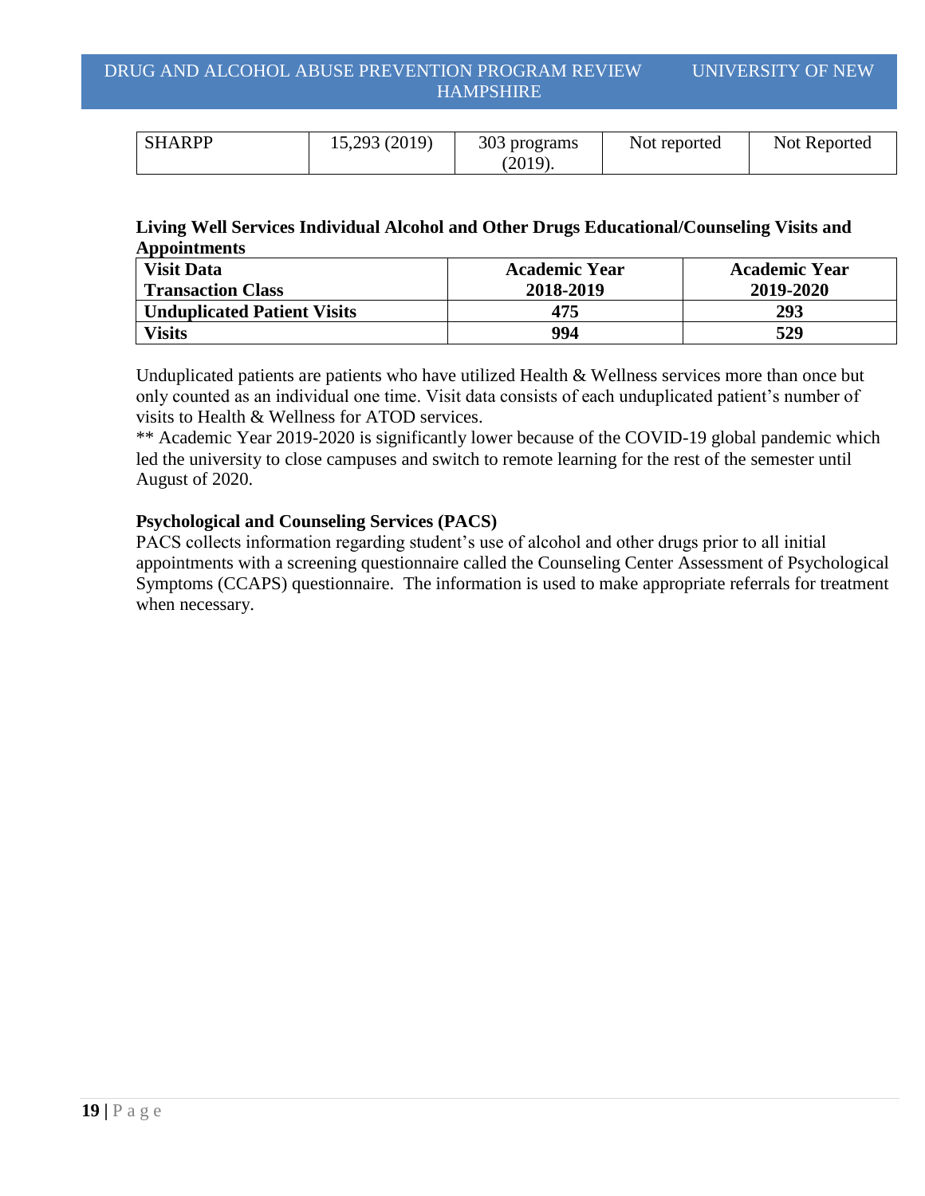| SHARPP | 15,293 (2019) | 303 programs (2019). | Not reported | Not Reported |
|---|---|---|---|---|

**Living Well Services Individual Alcohol and Other Drugs Educational/Counseling Visits and Appointments**

| Visit Data Transaction Class | Academic Year 2018-2019 | Academic Year 2019-2020 |
|---|---|---|
| **Unduplicated Patient Visits** | **475** | **293** |
| **Visits** | **994** | **529** |

Unduplicated patients are patients who have utilized Health & Wellness services more than once but only counted as an individual one time. Visit data consists of each unduplicated patient's number of visits to Health & Wellness for ATOD services.

** Academic Year 2019-2020 is significantly lower because of the COVID-19 global pandemic which led the university to close campuses and switch to remote learning for the rest of the semester until August of 2020.

**Psychological and Counseling Services (PACS)**

PACS collects information regarding student's use of alcohol and other drugs prior to all initial appointments with a screening questionnaire called the Counseling Center Assessment of Psychological Symptoms (CCAPS) questionnaire. The information is used to make appropriate referrals for treatment when necessary.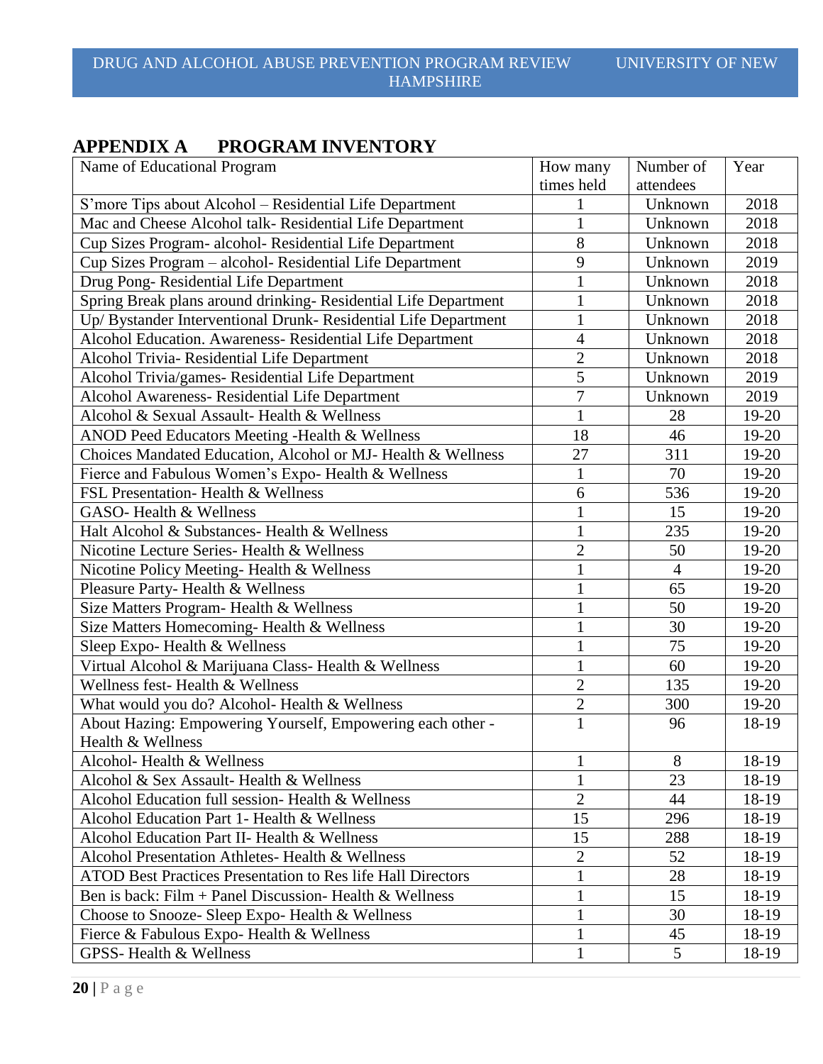## APPENDIX A PROGRAM INVENTORY

| Name of Educational Program | How many times held | Number of attendees | Year |
|---|---|---|---|
| S'more Tips about Alcohol – Residential Life Department | 1 | Unknown | 2018 |
| Mac and Cheese Alcohol talk- Residential Life Department | 1 | Unknown | 2018 |
| Cup Sizes Program- alcohol- Residential Life Department | 8 | Unknown | 2018 |
| Cup Sizes Program – alcohol- Residential Life Department | 9 | Unknown | 2019 |
| Drug Pong- Residential Life Department | 1 | Unknown | 2018 |
| Spring Break plans around drinking- Residential Life Department | 1 | Unknown | 2018 |
| Up/ Bystander Interventional Drunk- Residential Life Department | 1 | Unknown | 2018 |
| Alcohol Education. Awareness- Residential Life Department | 4 | Unknown | 2018 |
| Alcohol Trivia- Residential Life Department | 2 | Unknown | 2018 |
| Alcohol Trivia/games- Residential Life Department | 5 | Unknown | 2019 |
| Alcohol Awareness- Residential Life Department | 7 | Unknown | 2019 |
| Alcohol & Sexual Assault- Health & Wellness | 1 | 28 | 19-20 |
| ANOD Peed Educators Meeting -Health & Wellness | 18 | 46 | 19-20 |
| Choices Mandated Education, Alcohol or MJ- Health & Wellness | 27 | 311 | 19-20 |
| Fierce and Fabulous Women's Expo- Health & Wellness | 1 | 70 | 19-20 |
| FSL Presentation- Health & Wellness | 6 | 536 | 19-20 |
| GASO- Health & Wellness | 1 | 15 | 19-20 |
| Halt Alcohol & Substances- Health & Wellness | 1 | 235 | 19-20 |
| Nicotine Lecture Series- Health & Wellness | 2 | 50 | 19-20 |
| Nicotine Policy Meeting- Health & Wellness | 1 | 4 | 19-20 |
| Pleasure Party- Health & Wellness | 1 | 65 | 19-20 |
| Size Matters Program- Health & Wellness | 1 | 50 | 19-20 |
| Size Matters Homecoming- Health & Wellness | 1 | 30 | 19-20 |
| Sleep Expo- Health & Wellness | 1 | 75 | 19-20 |
| Virtual Alcohol & Marijuana Class- Health & Wellness | 1 | 60 | 19-20 |
| Wellness fest- Health & Wellness | 2 | 135 | 19-20 |
| What would you do? Alcohol- Health & Wellness | 2 | 300 | 19-20 |
| About Hazing: Empowering Yourself, Empowering each other - Health & Wellness | 1 | 96 | 18-19 |
| Alcohol- Health & Wellness | 1 | 8 | 18-19 |
| Alcohol & Sex Assault- Health & Wellness | 1 | 23 | 18-19 |
| Alcohol Education full session- Health & Wellness | 2 | 44 | 18-19 |
| Alcohol Education Part 1- Health & Wellness | 15 | 296 | 18-19 |
| Alcohol Education Part II- Health & Wellness | 15 | 288 | 18-19 |
| Alcohol Presentation Athletes- Health & Wellness | 2 | 52 | 18-19 |
| ATOD Best Practices Presentation to Res life Hall Directors | 1 | 28 | 18-19 |
| Ben is back: Film + Panel Discussion- Health & Wellness | 1 | 15 | 18-19 |
| Choose to Snooze- Sleep Expo- Health & Wellness | 1 | 30 | 18-19 |
| Fierce & Fabulous Expo- Health & Wellness | 1 | 45 | 18-19 |
| GPSS- Health & Wellness | 1 | 5 | 18-19 |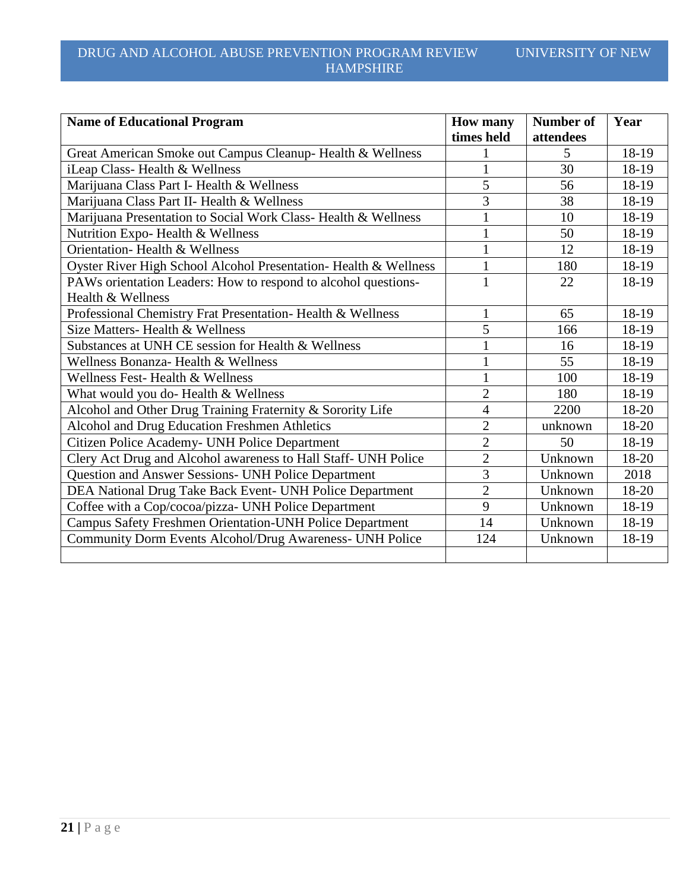| Name of Educational Program | How many times held | Number of attendees | Year |
|---|---|---|---|
| Great American Smoke out Campus Cleanup- Health & Wellness | 1 | 5 | 18-19 |
| iLeap Class- Health & Wellness | 1 | 30 | 18-19 |
| Marijuana Class Part I- Health & Wellness | 5 | 56 | 18-19 |
| Marijuana Class Part II- Health & Wellness | 3 | 38 | 18-19 |
| Marijuana Presentation to Social Work Class- Health & Wellness | 1 | 10 | 18-19 |
| Nutrition Expo- Health & Wellness | 1 | 50 | 18-19 |
| Orientation- Health & Wellness | 1 | 12 | 18-19 |
| Oyster River High School Alcohol Presentation- Health & Wellness | 1 | 180 | 18-19 |
| PAWs orientation Leaders: How to respond to alcohol questions- Health & Wellness | 1 | 22 | 18-19 |
| Professional Chemistry Frat Presentation- Health & Wellness | 1 | 65 | 18-19 |
| Size Matters- Health & Wellness | 5 | 166 | 18-19 |
| Substances at UNH CE session for Health & Wellness | 1 | 16 | 18-19 |
| Wellness Bonanza- Health & Wellness | 1 | 55 | 18-19 |
| Wellness Fest- Health & Wellness | 1 | 100 | 18-19 |
| What would you do- Health & Wellness | 2 | 180 | 18-19 |
| Alcohol and Other Drug Training Fraternity & Sorority Life | 4 | 2200 | 18-20 |
| Alcohol and Drug Education Freshmen Athletics | 2 | unknown | 18-20 |
| Citizen Police Academy- UNH Police Department | 2 | 50 | 18-19 |
| Clery Act Drug and Alcohol awareness to Hall Staff- UNH Police | 2 | Unknown | 18-20 |
| Question and Answer Sessions- UNH Police Department | 3 | Unknown | 2018 |
| DEA National Drug Take Back Event- UNH Police Department | 2 | Unknown | 18-20 |
| Coffee with a Cop/cocoa/pizza- UNH Police Department | 9 | Unknown | 18-19 |
| Campus Safety Freshmen Orientation-UNH Police Department | 14 | Unknown | 18-19 |
| Community Dorm Events Alcohol/Drug Awareness- UNH Police | 124 | Unknown | 18-19 |
| | | | |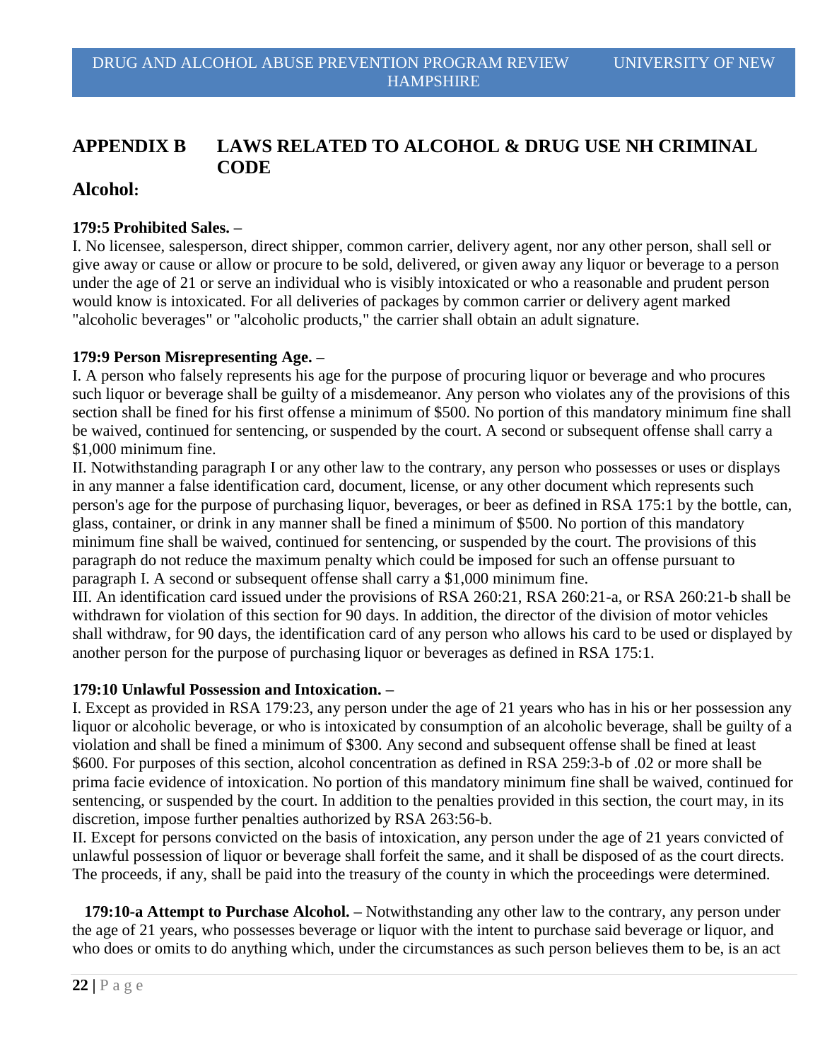## APPENDIX B LAWS RELATED TO ALCOHOL & DRUG USE NH CRIMINAL CODE

### Alcohol:

**179:5 Prohibited Sales. –**

I. No licensee, salesperson, direct shipper, common carrier, delivery agent, nor any other person, shall sell or give away or cause or allow or procure to be sold, delivered, or given away any liquor or beverage to a person under the age of 21 or serve an individual who is visibly intoxicated or who a reasonable and prudent person would know is intoxicated. For all deliveries of packages by common carrier or delivery agent marked "alcoholic beverages" or "alcoholic products," the carrier shall obtain an adult signature.

**179:9 Person Misrepresenting Age. –**

I. A person who falsely represents his age for the purpose of procuring liquor or beverage and who procures such liquor or beverage shall be guilty of a misdemeanor. Any person who violates any of the provisions of this section shall be fined for his first offense a minimum of $500. No portion of this mandatory minimum fine shall be waived, continued for sentencing, or suspended by the court. A second or subsequent offense shall carry a $1,000 minimum fine.

II. Notwithstanding paragraph I or any other law to the contrary, any person who possesses or uses or displays in any manner a false identification card, document, license, or any other document which represents such person's age for the purpose of purchasing liquor, beverages, or beer as defined in RSA 175:1 by the bottle, can, glass, container, or drink in any manner shall be fined a minimum of $500. No portion of this mandatory minimum fine shall be waived, continued for sentencing, or suspended by the court. The provisions of this paragraph do not reduce the maximum penalty which could be imposed for such an offense pursuant to paragraph I. A second or subsequent offense shall carry a $1,000 minimum fine.

III. An identification card issued under the provisions of RSA 260:21, RSA 260:21-a, or RSA 260:21-b shall be withdrawn for violation of this section for 90 days. In addition, the director of the division of motor vehicles shall withdraw, for 90 days, the identification card of any person who allows his card to be used or displayed by another person for the purpose of purchasing liquor or beverages as defined in RSA 175:1.

**179:10 Unlawful Possession and Intoxication. –**

I. Except as provided in RSA 179:23, any person under the age of 21 years who has in his or her possession any liquor or alcoholic beverage, or who is intoxicated by consumption of an alcoholic beverage, shall be guilty of a violation and shall be fined a minimum of $300. Any second and subsequent offense shall be fined at least $600. For purposes of this section, alcohol concentration as defined in RSA 259:3-b of .02 or more shall be prima facie evidence of intoxication. No portion of this mandatory minimum fine shall be waived, continued for sentencing, or suspended by the court. In addition to the penalties provided in this section, the court may, in its discretion, impose further penalties authorized by RSA 263:56-b.

II. Except for persons convicted on the basis of intoxication, any person under the age of 21 years convicted of unlawful possession of liquor or beverage shall forfeit the same, and it shall be disposed of as the court directs. The proceeds, if any, shall be paid into the treasury of the county in which the proceedings were determined.

**179:10-a Attempt to Purchase Alcohol. –** Notwithstanding any other law to the contrary, any person under the age of 21 years, who possesses beverage or liquor with the intent to purchase said beverage or liquor, and who does or omits to do anything which, under the circumstances as such person believes them to be, is an act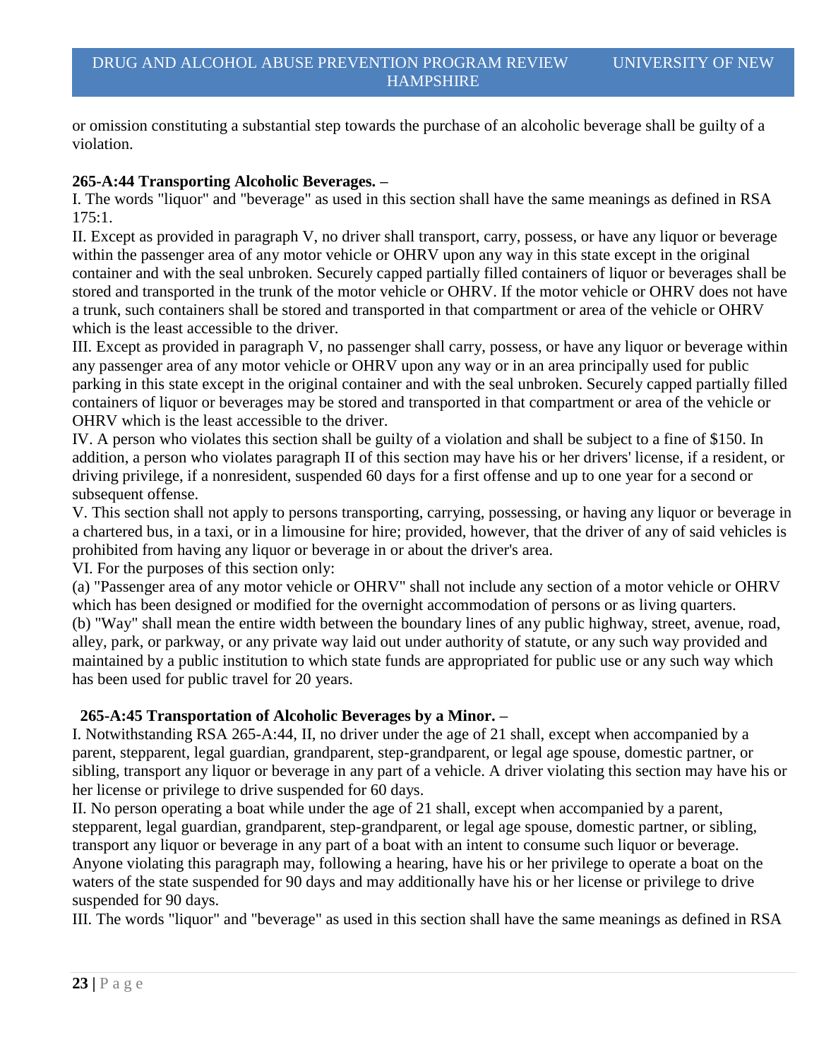or omission constituting a substantial step towards the purchase of an alcoholic beverage shall be guilty of a violation.

**265-A:44 Transporting Alcoholic Beverages. –**

I. The words "liquor" and "beverage" as used in this section shall have the same meanings as defined in RSA 175:1.

II. Except as provided in paragraph V, no driver shall transport, carry, possess, or have any liquor or beverage within the passenger area of any motor vehicle or OHRV upon any way in this state except in the original container and with the seal unbroken. Securely capped partially filled containers of liquor or beverages shall be stored and transported in the trunk of the motor vehicle or OHRV. If the motor vehicle or OHRV does not have a trunk, such containers shall be stored and transported in that compartment or area of the vehicle or OHRV which is the least accessible to the driver.

III. Except as provided in paragraph V, no passenger shall carry, possess, or have any liquor or beverage within any passenger area of any motor vehicle or OHRV upon any way or in an area principally used for public parking in this state except in the original container and with the seal unbroken. Securely capped partially filled containers of liquor or beverages may be stored and transported in that compartment or area of the vehicle or OHRV which is the least accessible to the driver.

IV. A person who violates this section shall be guilty of a violation and shall be subject to a fine of $150. In addition, a person who violates paragraph II of this section may have his or her drivers' license, if a resident, or driving privilege, if a nonresident, suspended 60 days for a first offense and up to one year for a second or subsequent offense.

V. This section shall not apply to persons transporting, carrying, possessing, or having any liquor or beverage in a chartered bus, in a taxi, or in a limousine for hire; provided, however, that the driver of any of said vehicles is prohibited from having any liquor or beverage in or about the driver's area.

VI. For the purposes of this section only:

(a) "Passenger area of any motor vehicle or OHRV" shall not include any section of a motor vehicle or OHRV which has been designed or modified for the overnight accommodation of persons or as living quarters.

(b) "Way" shall mean the entire width between the boundary lines of any public highway, street, avenue, road, alley, park, or parkway, or any private way laid out under authority of statute, or any such way provided and maintained by a public institution to which state funds are appropriated for public use or any such way which has been used for public travel for 20 years.

**265-A:45 Transportation of Alcoholic Beverages by a Minor. –**

I. Notwithstanding RSA 265-A:44, II, no driver under the age of 21 shall, except when accompanied by a parent, stepparent, legal guardian, grandparent, step-grandparent, or legal age spouse, domestic partner, or sibling, transport any liquor or beverage in any part of a vehicle. A driver violating this section may have his or her license or privilege to drive suspended for 60 days.

II. No person operating a boat while under the age of 21 shall, except when accompanied by a parent, stepparent, legal guardian, grandparent, step-grandparent, or legal age spouse, domestic partner, or sibling, transport any liquor or beverage in any part of a boat with an intent to consume such liquor or beverage. Anyone violating this paragraph may, following a hearing, have his or her privilege to operate a boat on the waters of the state suspended for 90 days and may additionally have his or her license or privilege to drive suspended for 90 days.

III. The words "liquor" and "beverage" as used in this section shall have the same meanings as defined in RSA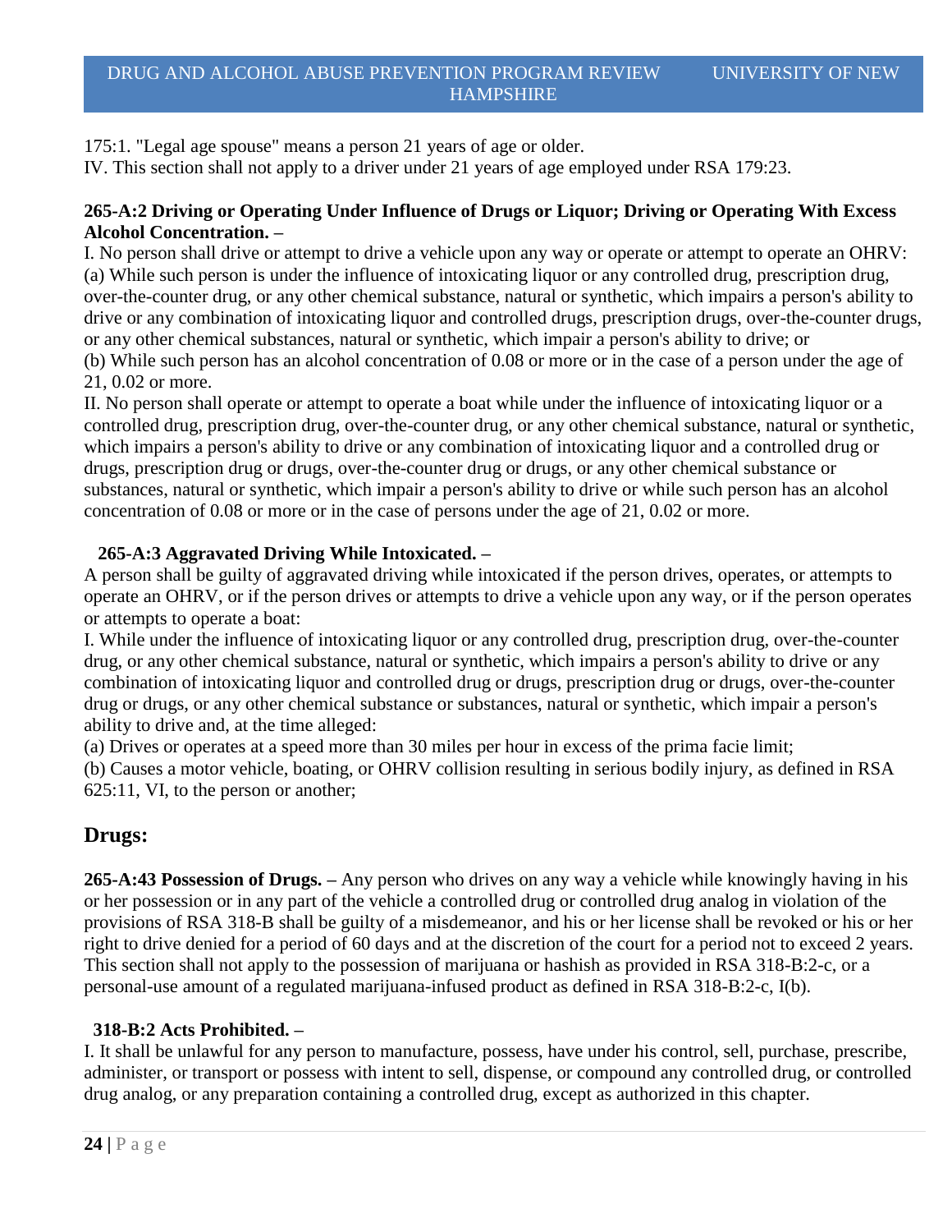175:1. "Legal age spouse" means a person 21 years of age or older.
IV. This section shall not apply to a driver under 21 years of age employed under RSA 179:23.

**265-A:2 Driving or Operating Under Influence of Drugs or Liquor; Driving or Operating With Excess Alcohol Concentration. –**

I. No person shall drive or attempt to drive a vehicle upon any way or operate or attempt to operate an OHRV:
(a) While such person is under the influence of intoxicating liquor or any controlled drug, prescription drug, over-the-counter drug, or any other chemical substance, natural or synthetic, which impairs a person's ability to drive or any combination of intoxicating liquor and controlled drugs, prescription drugs, over-the-counter drugs, or any other chemical substances, natural or synthetic, which impair a person's ability to drive; or
(b) While such person has an alcohol concentration of 0.08 or more or in the case of a person under the age of 21, 0.02 or more.
II. No person shall operate or attempt to operate a boat while under the influence of intoxicating liquor or a controlled drug, prescription drug, over-the-counter drug, or any other chemical substance, natural or synthetic, which impairs a person's ability to drive or any combination of intoxicating liquor and a controlled drug or drugs, prescription drug or drugs, over-the-counter drug or drugs, or any other chemical substance or substances, natural or synthetic, which impair a person's ability to drive or while such person has an alcohol concentration of 0.08 or more or in the case of persons under the age of 21, 0.02 or more.

**265-A:3 Aggravated Driving While Intoxicated. –**

A person shall be guilty of aggravated driving while intoxicated if the person drives, operates, or attempts to operate an OHRV, or if the person drives or attempts to drive a vehicle upon any way, or if the person operates or attempts to operate a boat:
I. While under the influence of intoxicating liquor or any controlled drug, prescription drug, over-the-counter drug, or any other chemical substance, natural or synthetic, which impairs a person's ability to drive or any combination of intoxicating liquor and controlled drug or drugs, prescription drug or drugs, over-the-counter drug or drugs, or any other chemical substance or substances, natural or synthetic, which impair a person's ability to drive and, at the time alleged:
(a) Drives or operates at a speed more than 30 miles per hour in excess of the prima facie limit;
(b) Causes a motor vehicle, boating, or OHRV collision resulting in serious bodily injury, as defined in RSA 625:11, VI, to the person or another;

## Drugs:

**265-A:43 Possession of Drugs. –** Any person who drives on any way a vehicle while knowingly having in his or her possession or in any part of the vehicle a controlled drug or controlled drug analog in violation of the provisions of RSA 318-B shall be guilty of a misdemeanor, and his or her license shall be revoked or his or her right to drive denied for a period of 60 days and at the discretion of the court for a period not to exceed 2 years. This section shall not apply to the possession of marijuana or hashish as provided in RSA 318-B:2-c, or a personal-use amount of a regulated marijuana-infused product as defined in RSA 318-B:2-c, I(b).

**318-B:2 Acts Prohibited. –**

I. It shall be unlawful for any person to manufacture, possess, have under his control, sell, purchase, prescribe, administer, or transport or possess with intent to sell, dispense, or compound any controlled drug, or controlled drug analog, or any preparation containing a controlled drug, except as authorized in this chapter.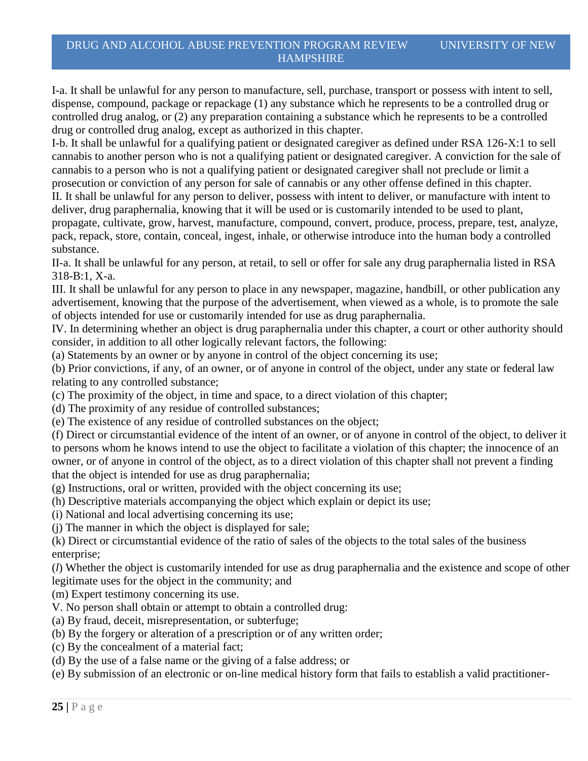I-a. It shall be unlawful for any person to manufacture, sell, purchase, transport or possess with intent to sell, dispense, compound, package or repackage (1) any substance which he represents to be a controlled drug or controlled drug analog, or (2) any preparation containing a substance which he represents to be a controlled drug or controlled drug analog, except as authorized in this chapter.

I-b. It shall be unlawful for a qualifying patient or designated caregiver as defined under RSA 126-X:1 to sell cannabis to another person who is not a qualifying patient or designated caregiver. A conviction for the sale of cannabis to a person who is not a qualifying patient or designated caregiver shall not preclude or limit a prosecution or conviction of any person for sale of cannabis or any other offense defined in this chapter.

II. It shall be unlawful for any person to deliver, possess with intent to deliver, or manufacture with intent to deliver, drug paraphernalia, knowing that it will be used or is customarily intended to be used to plant, propagate, cultivate, grow, harvest, manufacture, compound, convert, produce, process, prepare, test, analyze, pack, repack, store, contain, conceal, ingest, inhale, or otherwise introduce into the human body a controlled substance.

II-a. It shall be unlawful for any person, at retail, to sell or offer for sale any drug paraphernalia listed in RSA 318-B:1, X-a.

III. It shall be unlawful for any person to place in any newspaper, magazine, handbill, or other publication any advertisement, knowing that the purpose of the advertisement, when viewed as a whole, is to promote the sale of objects intended for use or customarily intended for use as drug paraphernalia.

IV. In determining whether an object is drug paraphernalia under this chapter, a court or other authority should consider, in addition to all other logically relevant factors, the following:

(a) Statements by an owner or by anyone in control of the object concerning its use;

(b) Prior convictions, if any, of an owner, or of anyone in control of the object, under any state or federal law relating to any controlled substance;

(c) The proximity of the object, in time and space, to a direct violation of this chapter;

(d) The proximity of any residue of controlled substances;

(e) The existence of any residue of controlled substances on the object;

(f) Direct or circumstantial evidence of the intent of an owner, or of anyone in control of the object, to deliver it to persons whom he knows intend to use the object to facilitate a violation of this chapter; the innocence of an owner, or of anyone in control of the object, as to a direct violation of this chapter shall not prevent a finding that the object is intended for use as drug paraphernalia;

(g) Instructions, oral or written, provided with the object concerning its use;

(h) Descriptive materials accompanying the object which explain or depict its use;

(i) National and local advertising concerning its use;

(j) The manner in which the object is displayed for sale;

(k) Direct or circumstantial evidence of the ratio of sales of the objects to the total sales of the business enterprise;

(*l*) Whether the object is customarily intended for use as drug paraphernalia and the existence and scope of other legitimate uses for the object in the community; and

(m) Expert testimony concerning its use.

V. No person shall obtain or attempt to obtain a controlled drug:

(a) By fraud, deceit, misrepresentation, or subterfuge;

(b) By the forgery or alteration of a prescription or of any written order;

(c) By the concealment of a material fact;

(d) By the use of a false name or the giving of a false address; or

(e) By submission of an electronic or on-line medical history form that fails to establish a valid practitioner-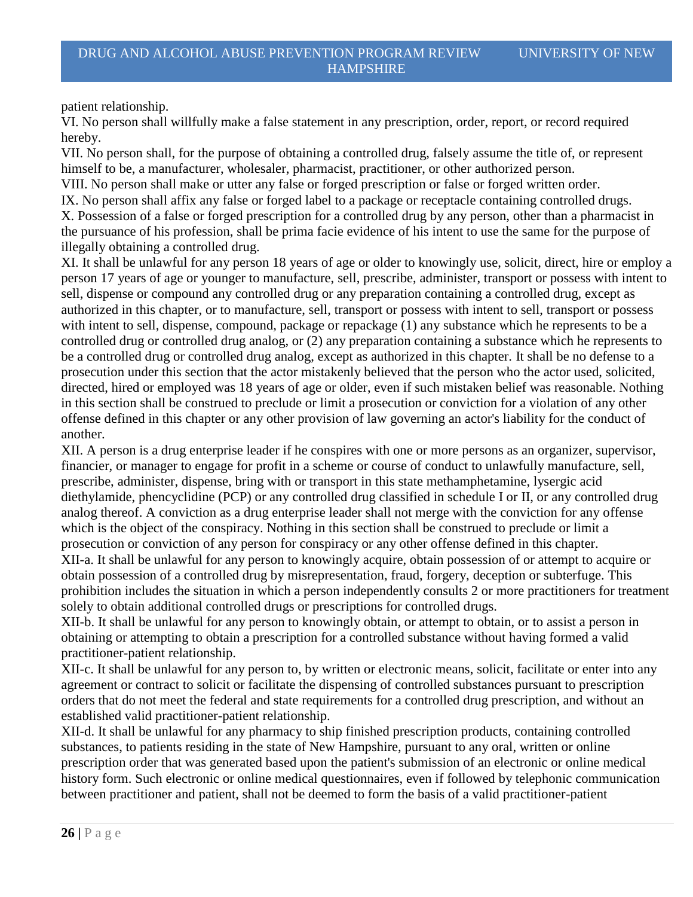patient relationship.

VI. No person shall willfully make a false statement in any prescription, order, report, or record required hereby.

VII. No person shall, for the purpose of obtaining a controlled drug, falsely assume the title of, or represent himself to be, a manufacturer, wholesaler, pharmacist, practitioner, or other authorized person.

VIII. No person shall make or utter any false or forged prescription or false or forged written order.

IX. No person shall affix any false or forged label to a package or receptacle containing controlled drugs.

X. Possession of a false or forged prescription for a controlled drug by any person, other than a pharmacist in the pursuance of his profession, shall be prima facie evidence of his intent to use the same for the purpose of illegally obtaining a controlled drug.

XI. It shall be unlawful for any person 18 years of age or older to knowingly use, solicit, direct, hire or employ a person 17 years of age or younger to manufacture, sell, prescribe, administer, transport or possess with intent to sell, dispense or compound any controlled drug or any preparation containing a controlled drug, except as authorized in this chapter, or to manufacture, sell, transport or possess with intent to sell, transport or possess with intent to sell, dispense, compound, package or repackage (1) any substance which he represents to be a controlled drug or controlled drug analog, or (2) any preparation containing a substance which he represents to be a controlled drug or controlled drug analog, except as authorized in this chapter. It shall be no defense to a prosecution under this section that the actor mistakenly believed that the person who the actor used, solicited, directed, hired or employed was 18 years of age or older, even if such mistaken belief was reasonable. Nothing in this section shall be construed to preclude or limit a prosecution or conviction for a violation of any other offense defined in this chapter or any other provision of law governing an actor's liability for the conduct of another.

XII. A person is a drug enterprise leader if he conspires with one or more persons as an organizer, supervisor, financier, or manager to engage for profit in a scheme or course of conduct to unlawfully manufacture, sell, prescribe, administer, dispense, bring with or transport in this state methamphetamine, lysergic acid diethylamide, phencyclidine (PCP) or any controlled drug classified in schedule I or II, or any controlled drug analog thereof. A conviction as a drug enterprise leader shall not merge with the conviction for any offense which is the object of the conspiracy. Nothing in this section shall be construed to preclude or limit a prosecution or conviction of any person for conspiracy or any other offense defined in this chapter.

XII-a. It shall be unlawful for any person to knowingly acquire, obtain possession of or attempt to acquire or obtain possession of a controlled drug by misrepresentation, fraud, forgery, deception or subterfuge. This prohibition includes the situation in which a person independently consults 2 or more practitioners for treatment solely to obtain additional controlled drugs or prescriptions for controlled drugs.

XII-b. It shall be unlawful for any person to knowingly obtain, or attempt to obtain, or to assist a person in obtaining or attempting to obtain a prescription for a controlled substance without having formed a valid practitioner-patient relationship.

XII-c. It shall be unlawful for any person to, by written or electronic means, solicit, facilitate or enter into any agreement or contract to solicit or facilitate the dispensing of controlled substances pursuant to prescription orders that do not meet the federal and state requirements for a controlled drug prescription, and without an established valid practitioner-patient relationship.

XII-d. It shall be unlawful for any pharmacy to ship finished prescription products, containing controlled substances, to patients residing in the state of New Hampshire, pursuant to any oral, written or online prescription order that was generated based upon the patient's submission of an electronic or online medical history form. Such electronic or online medical questionnaires, even if followed by telephonic communication between practitioner and patient, shall not be deemed to form the basis of a valid practitioner-patient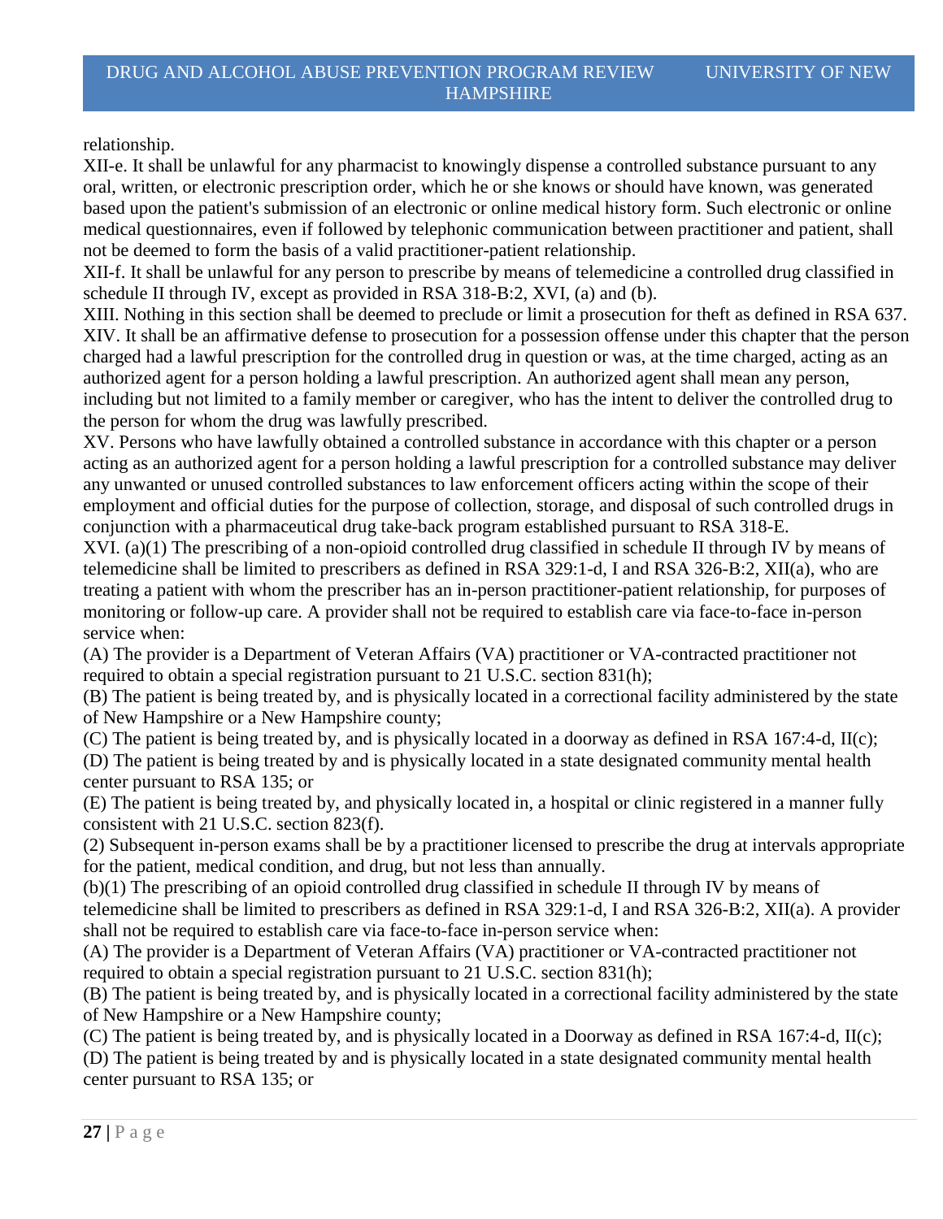relationship.

XII-e. It shall be unlawful for any pharmacist to knowingly dispense a controlled substance pursuant to any oral, written, or electronic prescription order, which he or she knows or should have known, was generated based upon the patient's submission of an electronic or online medical history form. Such electronic or online medical questionnaires, even if followed by telephonic communication between practitioner and patient, shall not be deemed to form the basis of a valid practitioner-patient relationship.

XII-f. It shall be unlawful for any person to prescribe by means of telemedicine a controlled drug classified in schedule II through IV, except as provided in RSA 318-B:2, XVI, (a) and (b).

XIII. Nothing in this section shall be deemed to preclude or limit a prosecution for theft as defined in RSA 637.

XIV. It shall be an affirmative defense to prosecution for a possession offense under this chapter that the person charged had a lawful prescription for the controlled drug in question or was, at the time charged, acting as an authorized agent for a person holding a lawful prescription. An authorized agent shall mean any person, including but not limited to a family member or caregiver, who has the intent to deliver the controlled drug to the person for whom the drug was lawfully prescribed.

XV. Persons who have lawfully obtained a controlled substance in accordance with this chapter or a person acting as an authorized agent for a person holding a lawful prescription for a controlled substance may deliver any unwanted or unused controlled substances to law enforcement officers acting within the scope of their employment and official duties for the purpose of collection, storage, and disposal of such controlled drugs in conjunction with a pharmaceutical drug take-back program established pursuant to RSA 318-E.

XVI. (a)(1) The prescribing of a non-opioid controlled drug classified in schedule II through IV by means of telemedicine shall be limited to prescribers as defined in RSA 329:1-d, I and RSA 326-B:2, XII(a), who are treating a patient with whom the prescriber has an in-person practitioner-patient relationship, for purposes of monitoring or follow-up care. A provider shall not be required to establish care via face-to-face in-person service when:

(A) The provider is a Department of Veteran Affairs (VA) practitioner or VA-contracted practitioner not required to obtain a special registration pursuant to 21 U.S.C. section 831(h);

(B) The patient is being treated by, and is physically located in a correctional facility administered by the state of New Hampshire or a New Hampshire county;

(C) The patient is being treated by, and is physically located in a doorway as defined in RSA 167:4-d, II(c);

(D) The patient is being treated by and is physically located in a state designated community mental health center pursuant to RSA 135; or

(E) The patient is being treated by, and physically located in, a hospital or clinic registered in a manner fully consistent with 21 U.S.C. section 823(f).

(2) Subsequent in-person exams shall be by a practitioner licensed to prescribe the drug at intervals appropriate for the patient, medical condition, and drug, but not less than annually.

(b)(1) The prescribing of an opioid controlled drug classified in schedule II through IV by means of telemedicine shall be limited to prescribers as defined in RSA 329:1-d, I and RSA 326-B:2, XII(a). A provider shall not be required to establish care via face-to-face in-person service when:

(A) The provider is a Department of Veteran Affairs (VA) practitioner or VA-contracted practitioner not required to obtain a special registration pursuant to 21 U.S.C. section 831(h);

(B) The patient is being treated by, and is physically located in a correctional facility administered by the state of New Hampshire or a New Hampshire county;

(C) The patient is being treated by, and is physically located in a Doorway as defined in RSA 167:4-d, II(c);

(D) The patient is being treated by and is physically located in a state designated community mental health center pursuant to RSA 135; or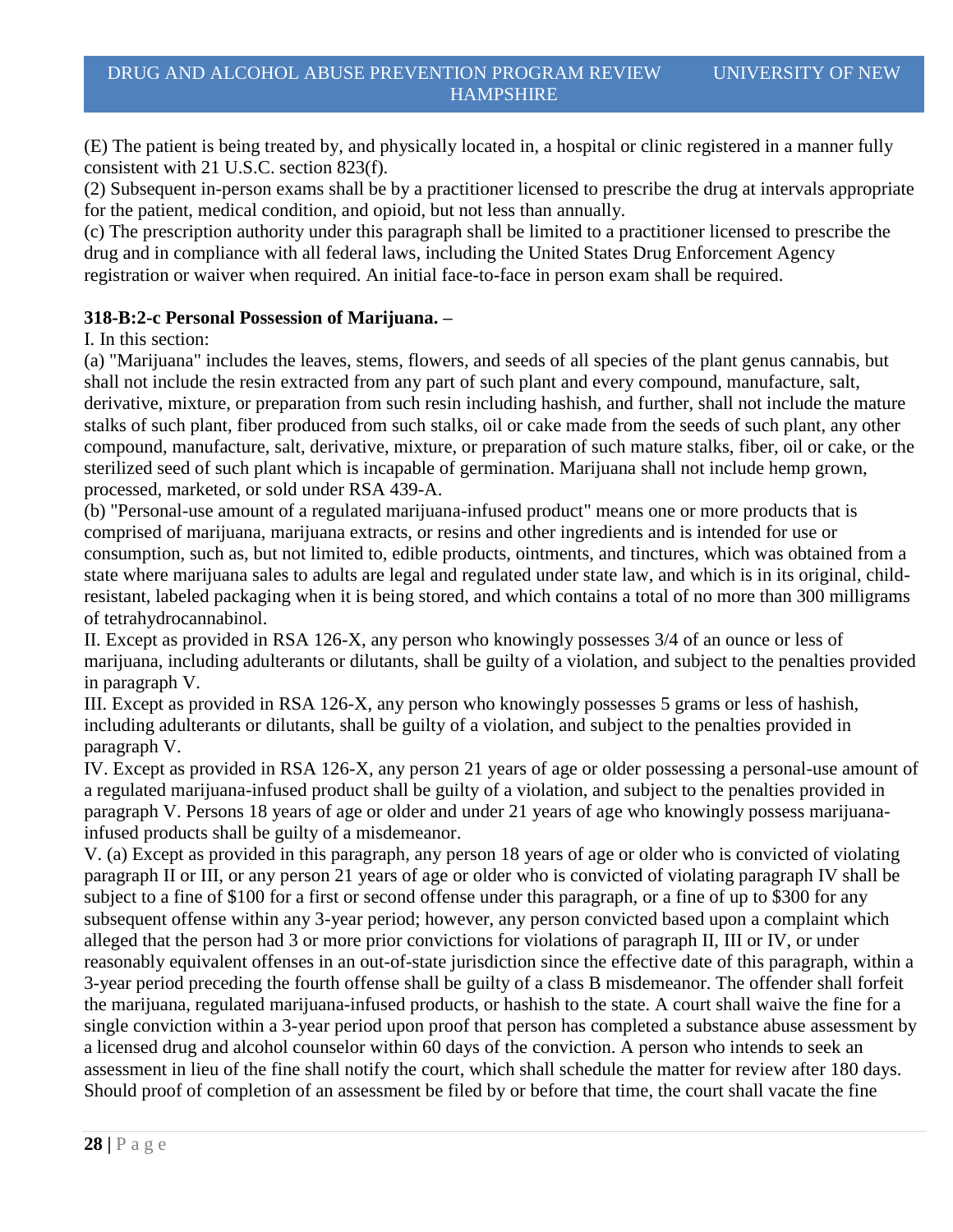(E) The patient is being treated by, and physically located in, a hospital or clinic registered in a manner fully consistent with 21 U.S.C. section 823(f).

(2) Subsequent in-person exams shall be by a practitioner licensed to prescribe the drug at intervals appropriate for the patient, medical condition, and opioid, but not less than annually.

(c) The prescription authority under this paragraph shall be limited to a practitioner licensed to prescribe the drug and in compliance with all federal laws, including the United States Drug Enforcement Agency registration or waiver when required. An initial face-to-face in person exam shall be required.

**318-B:2-c Personal Possession of Marijuana. –**

I. In this section:

(a) "Marijuana" includes the leaves, stems, flowers, and seeds of all species of the plant genus cannabis, but shall not include the resin extracted from any part of such plant and every compound, manufacture, salt, derivative, mixture, or preparation from such resin including hashish, and further, shall not include the mature stalks of such plant, fiber produced from such stalks, oil or cake made from the seeds of such plant, any other compound, manufacture, salt, derivative, mixture, or preparation of such mature stalks, fiber, oil or cake, or the sterilized seed of such plant which is incapable of germination. Marijuana shall not include hemp grown, processed, marketed, or sold under RSA 439-A.

(b) "Personal-use amount of a regulated marijuana-infused product" means one or more products that is comprised of marijuana, marijuana extracts, or resins and other ingredients and is intended for use or consumption, such as, but not limited to, edible products, ointments, and tinctures, which was obtained from a state where marijuana sales to adults are legal and regulated under state law, and which is in its original, child-resistant, labeled packaging when it is being stored, and which contains a total of no more than 300 milligrams of tetrahydrocannabinol.

II. Except as provided in RSA 126-X, any person who knowingly possesses 3/4 of an ounce or less of marijuana, including adulterants or dilutants, shall be guilty of a violation, and subject to the penalties provided in paragraph V.

III. Except as provided in RSA 126-X, any person who knowingly possesses 5 grams or less of hashish, including adulterants or dilutants, shall be guilty of a violation, and subject to the penalties provided in paragraph V.

IV. Except as provided in RSA 126-X, any person 21 years of age or older possessing a personal-use amount of a regulated marijuana-infused product shall be guilty of a violation, and subject to the penalties provided in paragraph V. Persons 18 years of age or older and under 21 years of age who knowingly possess marijuana-infused products shall be guilty of a misdemeanor.

V. (a) Except as provided in this paragraph, any person 18 years of age or older who is convicted of violating paragraph II or III, or any person 21 years of age or older who is convicted of violating paragraph IV shall be subject to a fine of $100 for a first or second offense under this paragraph, or a fine of up to $300 for any subsequent offense within any 3-year period; however, any person convicted based upon a complaint which alleged that the person had 3 or more prior convictions for violations of paragraph II, III or IV, or under reasonably equivalent offenses in an out-of-state jurisdiction since the effective date of this paragraph, within a 3-year period preceding the fourth offense shall be guilty of a class B misdemeanor. The offender shall forfeit the marijuana, regulated marijuana-infused products, or hashish to the state. A court shall waive the fine for a single conviction within a 3-year period upon proof that person has completed a substance abuse assessment by a licensed drug and alcohol counselor within 60 days of the conviction. A person who intends to seek an assessment in lieu of the fine shall notify the court, which shall schedule the matter for review after 180 days. Should proof of completion of an assessment be filed by or before that time, the court shall vacate the fine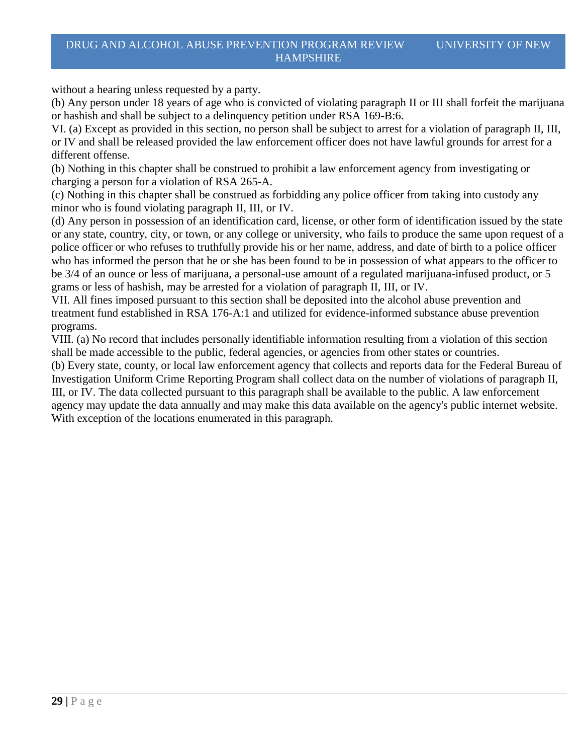without a hearing unless requested by a party.

(b) Any person under 18 years of age who is convicted of violating paragraph II or III shall forfeit the marijuana or hashish and shall be subject to a delinquency petition under RSA 169-B:6.

VI. (a) Except as provided in this section, no person shall be subject to arrest for a violation of paragraph II, III, or IV and shall be released provided the law enforcement officer does not have lawful grounds for arrest for a different offense.

(b) Nothing in this chapter shall be construed to prohibit a law enforcement agency from investigating or charging a person for a violation of RSA 265-A.

(c) Nothing in this chapter shall be construed as forbidding any police officer from taking into custody any minor who is found violating paragraph II, III, or IV.

(d) Any person in possession of an identification card, license, or other form of identification issued by the state or any state, country, city, or town, or any college or university, who fails to produce the same upon request of a police officer or who refuses to truthfully provide his or her name, address, and date of birth to a police officer who has informed the person that he or she has been found to be in possession of what appears to the officer to be 3/4 of an ounce or less of marijuana, a personal-use amount of a regulated marijuana-infused product, or 5 grams or less of hashish, may be arrested for a violation of paragraph II, III, or IV.

VII. All fines imposed pursuant to this section shall be deposited into the alcohol abuse prevention and treatment fund established in RSA 176-A:1 and utilized for evidence-informed substance abuse prevention programs.

VIII. (a) No record that includes personally identifiable information resulting from a violation of this section shall be made accessible to the public, federal agencies, or agencies from other states or countries.

(b) Every state, county, or local law enforcement agency that collects and reports data for the Federal Bureau of Investigation Uniform Crime Reporting Program shall collect data on the number of violations of paragraph II, III, or IV. The data collected pursuant to this paragraph shall be available to the public. A law enforcement agency may update the data annually and may make this data available on the agency's public internet website. With exception of the locations enumerated in this paragraph.